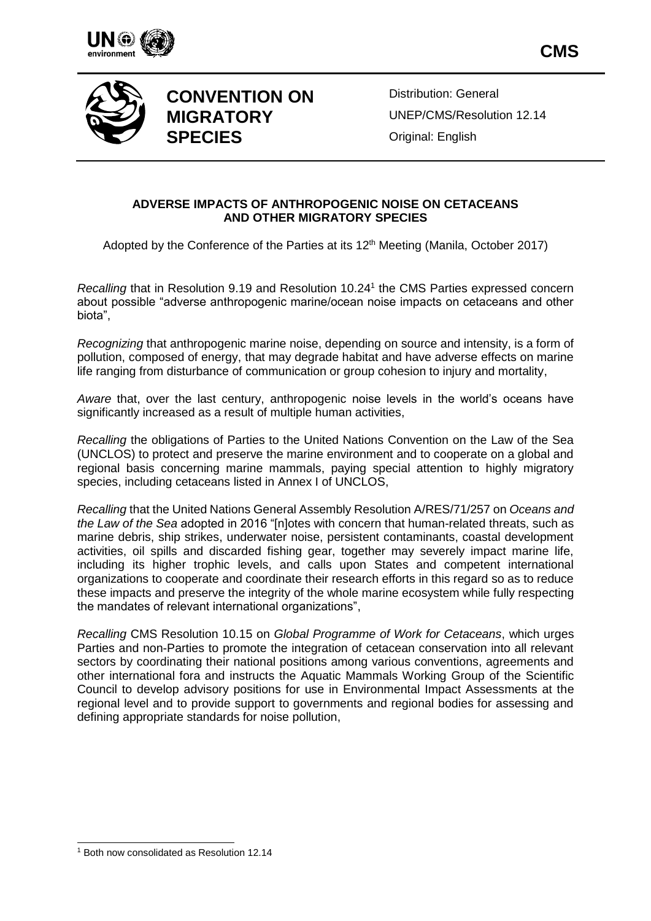**CMS**

# CONVENTION ON MIGRATORY SPECIES

Distribution: General
UNEP/CMS/Resolution 12.14
Original: English

## ADVERSE IMPACTS OF ANTHROPOGENIC NOISE ON CETACEANS AND OTHER MIGRATORY SPECIES

Adopted by the Conference of the Parties at its 12th Meeting (Manila, October 2017)

*Recalling* that in Resolution 9.19 and Resolution 10.24[1] the CMS Parties expressed concern about possible "adverse anthropogenic marine/ocean noise impacts on cetaceans and other biota",

*Recognizing* that anthropogenic marine noise, depending on source and intensity, is a form of pollution, composed of energy, that may degrade habitat and have adverse effects on marine life ranging from disturbance of communication or group cohesion to injury and mortality,

*Aware* that, over the last century, anthropogenic noise levels in the world's oceans have significantly increased as a result of multiple human activities,

*Recalling* the obligations of Parties to the United Nations Convention on the Law of the Sea (UNCLOS) to protect and preserve the marine environment and to cooperate on a global and regional basis concerning marine mammals, paying special attention to highly migratory species, including cetaceans listed in Annex I of UNCLOS,

*Recalling* that the United Nations General Assembly Resolution A/RES/71/257 on *Oceans and the Law of the Sea* adopted in 2016 "[n]otes with concern that human-related threats, such as marine debris, ship strikes, underwater noise, persistent contaminants, coastal development activities, oil spills and discarded fishing gear, together may severely impact marine life, including its higher trophic levels, and calls upon States and competent international organizations to cooperate and coordinate their research efforts in this regard so as to reduce these impacts and preserve the integrity of the whole marine ecosystem while fully respecting the mandates of relevant international organizations",

*Recalling* CMS Resolution 10.15 on *Global Programme of Work for Cetaceans*, which urges Parties and non-Parties to promote the integration of cetacean conservation into all relevant sectors by coordinating their national positions among various conventions, agreements and other international fora and instructs the Aquatic Mammals Working Group of the Scientific Council to develop advisory positions for use in Environmental Impact Assessments at the regional level and to provide support to governments and regional bodies for assessing and defining appropriate standards for noise pollution,

[1] Both now consolidated as Resolution 12.14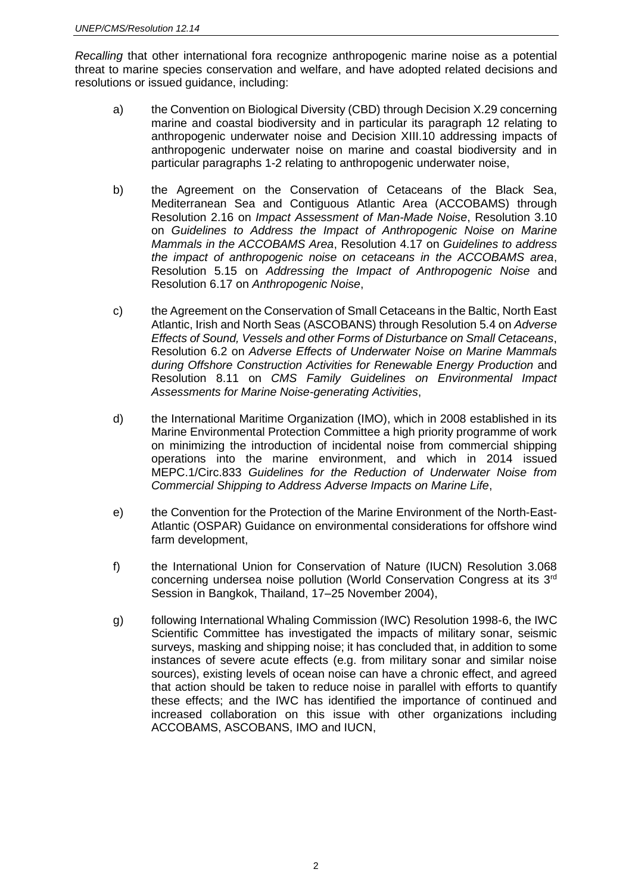*Recalling* that other international fora recognize anthropogenic marine noise as a potential threat to marine species conservation and welfare, and have adopted related decisions and resolutions or issued guidance, including:

a) the Convention on Biological Diversity (CBD) through Decision X.29 concerning marine and coastal biodiversity and in particular its paragraph 12 relating to anthropogenic underwater noise and Decision XIII.10 addressing impacts of anthropogenic underwater noise on marine and coastal biodiversity and in particular paragraphs 1-2 relating to anthropogenic underwater noise,

b) the Agreement on the Conservation of Cetaceans of the Black Sea, Mediterranean Sea and Contiguous Atlantic Area (ACCOBAMS) through Resolution 2.16 on *Impact Assessment of Man-Made Noise*, Resolution 3.10 on *Guidelines to Address the Impact of Anthropogenic Noise on Marine Mammals in the ACCOBAMS Area*, Resolution 4.17 on *Guidelines to address the impact of anthropogenic noise on cetaceans in the ACCOBAMS area*, Resolution 5.15 on *Addressing the Impact of Anthropogenic Noise* and Resolution 6.17 on *Anthropogenic Noise*,

c) the Agreement on the Conservation of Small Cetaceans in the Baltic, North East Atlantic, Irish and North Seas (ASCOBANS) through Resolution 5.4 on *Adverse Effects of Sound, Vessels and other Forms of Disturbance on Small Cetaceans*, Resolution 6.2 on *Adverse Effects of Underwater Noise on Marine Mammals during Offshore Construction Activities for Renewable Energy Production* and Resolution 8.11 on *CMS Family Guidelines on Environmental Impact Assessments for Marine Noise-generating Activities*,

d) the International Maritime Organization (IMO), which in 2008 established in its Marine Environmental Protection Committee a high priority programme of work on minimizing the introduction of incidental noise from commercial shipping operations into the marine environment, and which in 2014 issued MEPC.1/Circ.833 *Guidelines for the Reduction of Underwater Noise from Commercial Shipping to Address Adverse Impacts on Marine Life*,

e) the Convention for the Protection of the Marine Environment of the North-East-Atlantic (OSPAR) Guidance on environmental considerations for offshore wind farm development,

f) the International Union for Conservation of Nature (IUCN) Resolution 3.068 concerning undersea noise pollution (World Conservation Congress at its 3rd Session in Bangkok, Thailand, 17–25 November 2004),

g) following International Whaling Commission (IWC) Resolution 1998-6, the IWC Scientific Committee has investigated the impacts of military sonar, seismic surveys, masking and shipping noise; it has concluded that, in addition to some instances of severe acute effects (e.g. from military sonar and similar noise sources), existing levels of ocean noise can have a chronic effect, and agreed that action should be taken to reduce noise in parallel with efforts to quantify these effects; and the IWC has identified the importance of continued and increased collaboration on this issue with other organizations including ACCOBAMS, ASCOBANS, IMO and IUCN,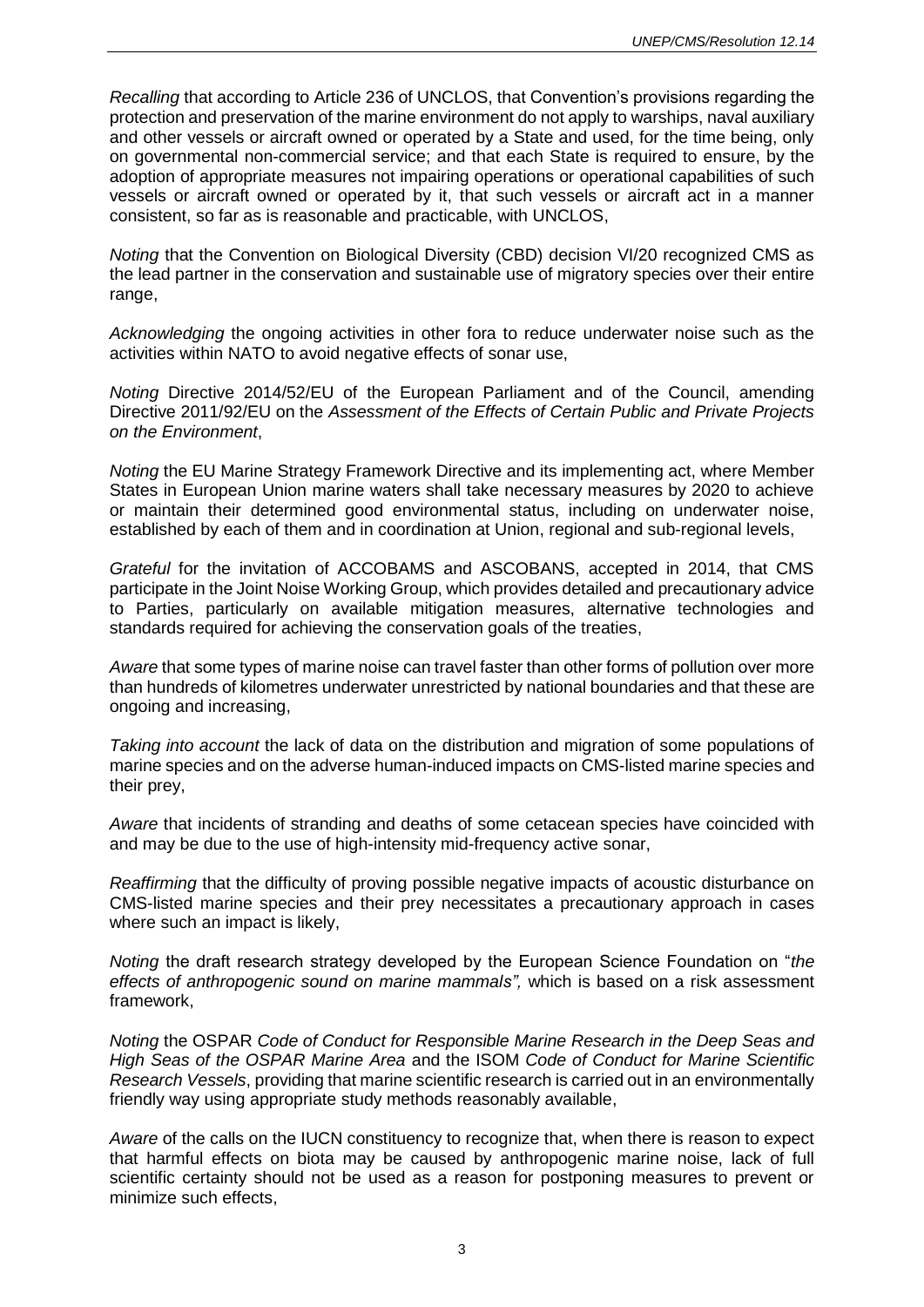*Recalling* that according to Article 236 of UNCLOS, that Convention's provisions regarding the protection and preservation of the marine environment do not apply to warships, naval auxiliary and other vessels or aircraft owned or operated by a State and used, for the time being, only on governmental non-commercial service; and that each State is required to ensure, by the adoption of appropriate measures not impairing operations or operational capabilities of such vessels or aircraft owned or operated by it, that such vessels or aircraft act in a manner consistent, so far as is reasonable and practicable, with UNCLOS,

*Noting* that the Convention on Biological Diversity (CBD) decision VI/20 recognized CMS as the lead partner in the conservation and sustainable use of migratory species over their entire range,

*Acknowledging* the ongoing activities in other fora to reduce underwater noise such as the activities within NATO to avoid negative effects of sonar use,

*Noting* Directive 2014/52/EU of the European Parliament and of the Council, amending Directive 2011/92/EU on the *Assessment of the Effects of Certain Public and Private Projects on the Environment*,

*Noting* the EU Marine Strategy Framework Directive and its implementing act, where Member States in European Union marine waters shall take necessary measures by 2020 to achieve or maintain their determined good environmental status, including on underwater noise, established by each of them and in coordination at Union, regional and sub-regional levels,

*Grateful* for the invitation of ACCOBAMS and ASCOBANS, accepted in 2014, that CMS participate in the Joint Noise Working Group, which provides detailed and precautionary advice to Parties, particularly on available mitigation measures, alternative technologies and standards required for achieving the conservation goals of the treaties,

*Aware* that some types of marine noise can travel faster than other forms of pollution over more than hundreds of kilometres underwater unrestricted by national boundaries and that these are ongoing and increasing,

*Taking into account* the lack of data on the distribution and migration of some populations of marine species and on the adverse human-induced impacts on CMS-listed marine species and their prey,

*Aware* that incidents of stranding and deaths of some cetacean species have coincided with and may be due to the use of high-intensity mid-frequency active sonar,

*Reaffirming* that the difficulty of proving possible negative impacts of acoustic disturbance on CMS-listed marine species and their prey necessitates a precautionary approach in cases where such an impact is likely,

*Noting* the draft research strategy developed by the European Science Foundation on "*the effects of anthropogenic sound on marine mammals",* which is based on a risk assessment framework,

*Noting* the OSPAR *Code of Conduct for Responsible Marine Research in the Deep Seas and High Seas of the OSPAR Marine Area* and the ISOM *Code of Conduct for Marine Scientific Research Vessels*, providing that marine scientific research is carried out in an environmentally friendly way using appropriate study methods reasonably available,

*Aware* of the calls on the IUCN constituency to recognize that, when there is reason to expect that harmful effects on biota may be caused by anthropogenic marine noise, lack of full scientific certainty should not be used as a reason for postponing measures to prevent or minimize such effects,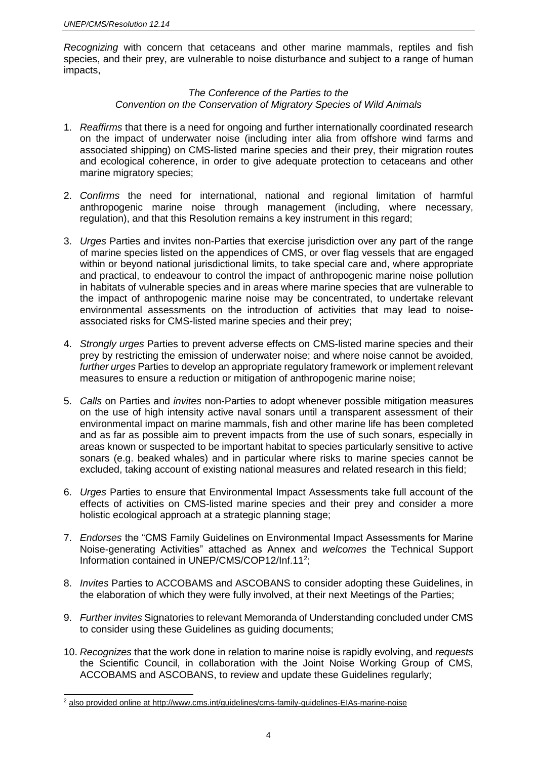*Recognizing* with concern that cetaceans and other marine mammals, reptiles and fish species, and their prey, are vulnerable to noise disturbance and subject to a range of human impacts,

*The Conference of the Parties to the*
*Convention on the Conservation of Migratory Species of Wild Animals*

1. *Reaffirms* that there is a need for ongoing and further internationally coordinated research on the impact of underwater noise (including inter alia from offshore wind farms and associated shipping) on CMS-listed marine species and their prey, their migration routes and ecological coherence, in order to give adequate protection to cetaceans and other marine migratory species;

2. *Confirms* the need for international, national and regional limitation of harmful anthropogenic marine noise through management (including, where necessary, regulation), and that this Resolution remains a key instrument in this regard;

3. *Urges* Parties and invites non-Parties that exercise jurisdiction over any part of the range of marine species listed on the appendices of CMS, or over flag vessels that are engaged within or beyond national jurisdictional limits, to take special care and, where appropriate and practical, to endeavour to control the impact of anthropogenic marine noise pollution in habitats of vulnerable species and in areas where marine species that are vulnerable to the impact of anthropogenic marine noise may be concentrated, to undertake relevant environmental assessments on the introduction of activities that may lead to noise-associated risks for CMS-listed marine species and their prey;

4. *Strongly urges* Parties to prevent adverse effects on CMS-listed marine species and their prey by restricting the emission of underwater noise; and where noise cannot be avoided, *further urges* Parties to develop an appropriate regulatory framework or implement relevant measures to ensure a reduction or mitigation of anthropogenic marine noise;

5. *Calls* on Parties and *invites* non-Parties to adopt whenever possible mitigation measures on the use of high intensity active naval sonars until a transparent assessment of their environmental impact on marine mammals, fish and other marine life has been completed and as far as possible aim to prevent impacts from the use of such sonars, especially in areas known or suspected to be important habitat to species particularly sensitive to active sonars (e.g. beaked whales) and in particular where risks to marine species cannot be excluded, taking account of existing national measures and related research in this field;

6. *Urges* Parties to ensure that Environmental Impact Assessments take full account of the effects of activities on CMS-listed marine species and their prey and consider a more holistic ecological approach at a strategic planning stage;

7. *Endorses* the "CMS Family Guidelines on Environmental Impact Assessments for Marine Noise-generating Activities" attached as Annex and *welcomes* the Technical Support Information contained in UNEP/CMS/COP12/Inf.11[2];

8. *Invites* Parties to ACCOBAMS and ASCOBANS to consider adopting these Guidelines, in the elaboration of which they were fully involved, at their next Meetings of the Parties;

9. *Further invites* Signatories to relevant Memoranda of Understanding concluded under CMS to consider using these Guidelines as guiding documents;

10. *Recognizes* that the work done in relation to marine noise is rapidly evolving, and *requests* the Scientific Council, in collaboration with the Joint Noise Working Group of CMS, ACCOBAMS and ASCOBANS, to review and update these Guidelines regularly;

---

[2] also provided online at http://www.cms.int/guidelines/cms-family-guidelines-EIAs-marine-noise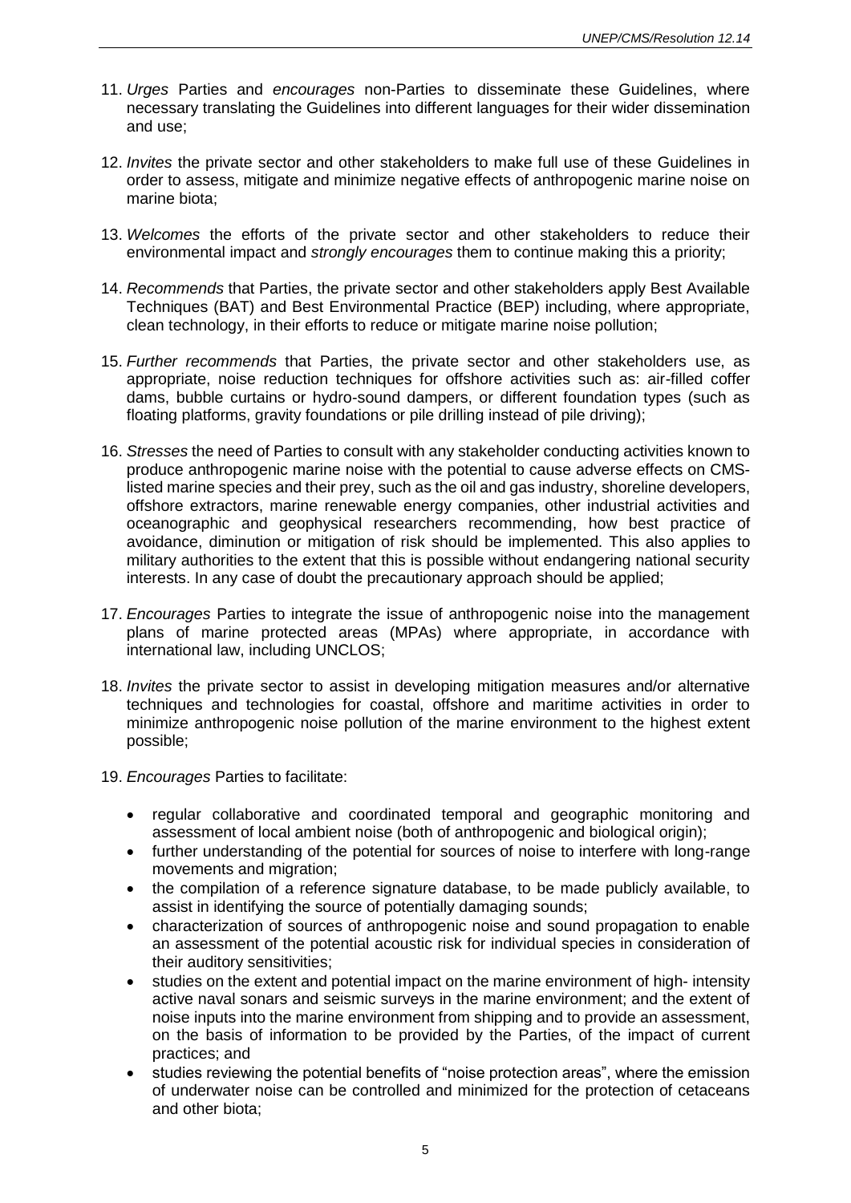11. *Urges* Parties and *encourages* non-Parties to disseminate these Guidelines, where necessary translating the Guidelines into different languages for their wider dissemination and use;

12. *Invites* the private sector and other stakeholders to make full use of these Guidelines in order to assess, mitigate and minimize negative effects of anthropogenic marine noise on marine biota;

13. *Welcomes* the efforts of the private sector and other stakeholders to reduce their environmental impact and *strongly encourages* them to continue making this a priority;

14. *Recommends* that Parties, the private sector and other stakeholders apply Best Available Techniques (BAT) and Best Environmental Practice (BEP) including, where appropriate, clean technology, in their efforts to reduce or mitigate marine noise pollution;

15. *Further recommends* that Parties, the private sector and other stakeholders use, as appropriate, noise reduction techniques for offshore activities such as: air-filled coffer dams, bubble curtains or hydro-sound dampers, or different foundation types (such as floating platforms, gravity foundations or pile drilling instead of pile driving);

16. *Stresses* the need of Parties to consult with any stakeholder conducting activities known to produce anthropogenic marine noise with the potential to cause adverse effects on CMS-listed marine species and their prey, such as the oil and gas industry, shoreline developers, offshore extractors, marine renewable energy companies, other industrial activities and oceanographic and geophysical researchers recommending, how best practice of avoidance, diminution or mitigation of risk should be implemented. This also applies to military authorities to the extent that this is possible without endangering national security interests. In any case of doubt the precautionary approach should be applied;

17. *Encourages* Parties to integrate the issue of anthropogenic noise into the management plans of marine protected areas (MPAs) where appropriate, in accordance with international law, including UNCLOS;

18. *Invites* the private sector to assist in developing mitigation measures and/or alternative techniques and technologies for coastal, offshore and maritime activities in order to minimize anthropogenic noise pollution of the marine environment to the highest extent possible;

19. *Encourages* Parties to facilitate:

    - regular collaborative and coordinated temporal and geographic monitoring and assessment of local ambient noise (both of anthropogenic and biological origin);
    - further understanding of the potential for sources of noise to interfere with long-range movements and migration;
    - the compilation of a reference signature database, to be made publicly available, to assist in identifying the source of potentially damaging sounds;
    - characterization of sources of anthropogenic noise and sound propagation to enable an assessment of the potential acoustic risk for individual species in consideration of their auditory sensitivities;
    - studies on the extent and potential impact on the marine environment of high- intensity active naval sonars and seismic surveys in the marine environment; and the extent of noise inputs into the marine environment from shipping and to provide an assessment, on the basis of information to be provided by the Parties, of the impact of current practices; and
    - studies reviewing the potential benefits of "noise protection areas", where the emission of underwater noise can be controlled and minimized for the protection of cetaceans and other biota;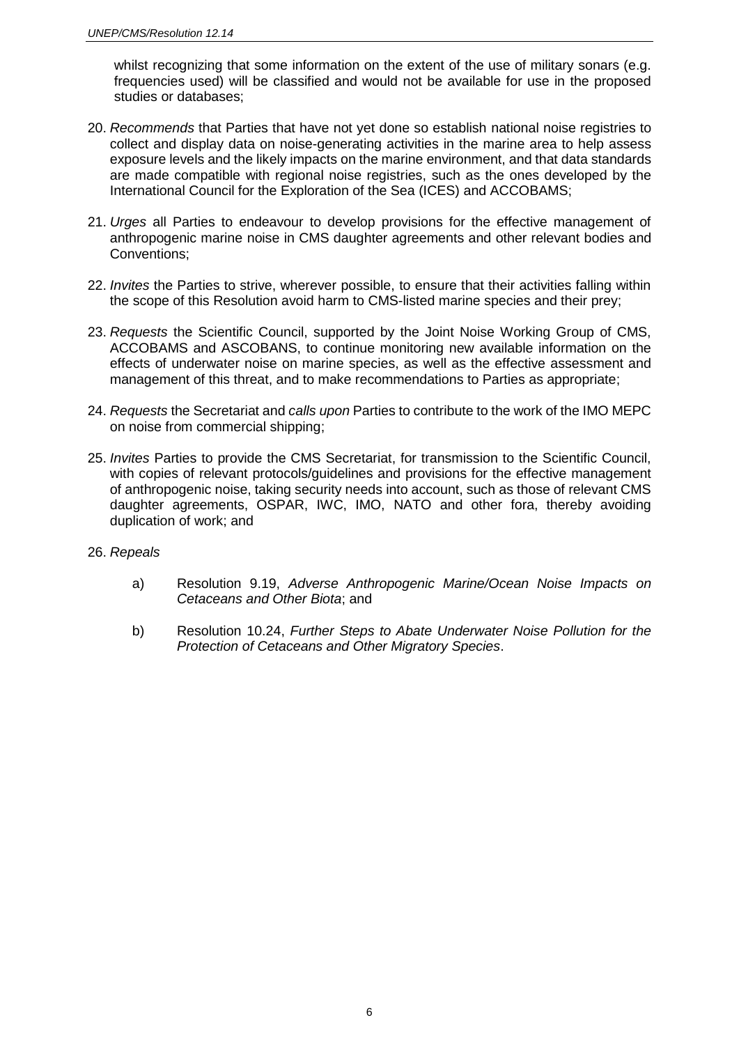whilst recognizing that some information on the extent of the use of military sonars (e.g. frequencies used) will be classified and would not be available for use in the proposed studies or databases;

20. *Recommends* that Parties that have not yet done so establish national noise registries to collect and display data on noise-generating activities in the marine area to help assess exposure levels and the likely impacts on the marine environment, and that data standards are made compatible with regional noise registries, such as the ones developed by the International Council for the Exploration of the Sea (ICES) and ACCOBAMS;

21. *Urges* all Parties to endeavour to develop provisions for the effective management of anthropogenic marine noise in CMS daughter agreements and other relevant bodies and Conventions;

22. *Invites* the Parties to strive, wherever possible, to ensure that their activities falling within the scope of this Resolution avoid harm to CMS-listed marine species and their prey;

23. *Requests* the Scientific Council, supported by the Joint Noise Working Group of CMS, ACCOBAMS and ASCOBANS, to continue monitoring new available information on the effects of underwater noise on marine species, as well as the effective assessment and management of this threat, and to make recommendations to Parties as appropriate;

24. *Requests* the Secretariat and *calls upon* Parties to contribute to the work of the IMO MEPC on noise from commercial shipping;

25. *Invites* Parties to provide the CMS Secretariat, for transmission to the Scientific Council, with copies of relevant protocols/guidelines and provisions for the effective management of anthropogenic noise, taking security needs into account, such as those of relevant CMS daughter agreements, OSPAR, IWC, IMO, NATO and other fora, thereby avoiding duplication of work; and

26. *Repeals*

    a) Resolution 9.19, *Adverse Anthropogenic Marine/Ocean Noise Impacts on Cetaceans and Other Biota*; and

    b) Resolution 10.24, *Further Steps to Abate Underwater Noise Pollution for the Protection of Cetaceans and Other Migratory Species*.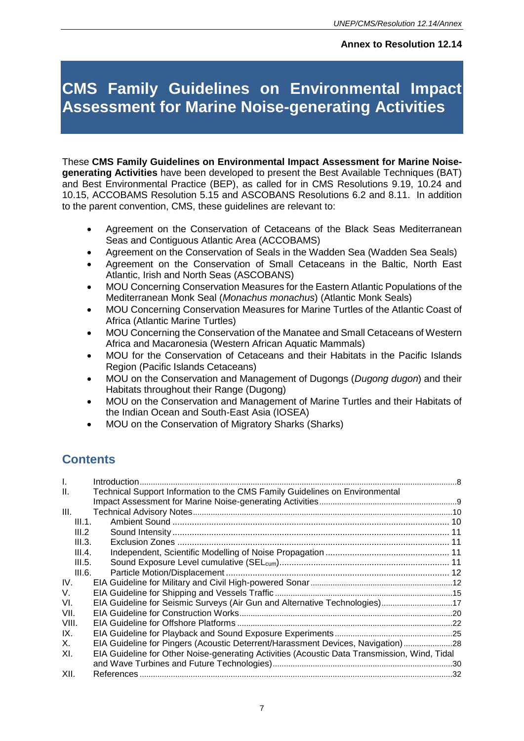**Annex to Resolution 12.14**

# CMS Family Guidelines on Environmental Impact Assessment for Marine Noise-generating Activities

These **CMS Family Guidelines on Environmental Impact Assessment for Marine Noise-generating Activities** have been developed to present the Best Available Techniques (BAT) and Best Environmental Practice (BEP), as called for in CMS Resolutions 9.19, 10.24 and 10.15, ACCOBAMS Resolution 5.15 and ASCOBANS Resolutions 6.2 and 8.11. In addition to the parent convention, CMS, these guidelines are relevant to:

- Agreement on the Conservation of Cetaceans of the Black Seas Mediterranean Seas and Contiguous Atlantic Area (ACCOBAMS)
- Agreement on the Conservation of Seals in the Wadden Sea (Wadden Sea Seals)
- Agreement on the Conservation of Small Cetaceans in the Baltic, North East Atlantic, Irish and North Seas (ASCOBANS)
- MOU Concerning Conservation Measures for the Eastern Atlantic Populations of the Mediterranean Monk Seal (*Monachus monachus*) (Atlantic Monk Seals)
- MOU Concerning Conservation Measures for Marine Turtles of the Atlantic Coast of Africa (Atlantic Marine Turtles)
- MOU Concerning the Conservation of the Manatee and Small Cetaceans of Western Africa and Macaronesia (Western African Aquatic Mammals)
- MOU for the Conservation of Cetaceans and their Habitats in the Pacific Islands Region (Pacific Islands Cetaceans)
- MOU on the Conservation and Management of Dugongs (*Dugong dugon*) and their Habitats throughout their Range (Dugong)
- MOU on the Conservation and Management of Marine Turtles and their Habitats of the Indian Ocean and South-East Asia (IOSEA)
- MOU on the Conservation of Migratory Sharks (Sharks)

## Contents

| | | |
|---|---|---|
| I. | Introduction | 8 |
| II. | Technical Support Information to the CMS Family Guidelines on Environmental Impact Assessment for Marine Noise-generating Activities | 9 |
| III. | Technical Advisory Notes | 10 |
| III.1. | Ambient Sound | 10 |
| III.2 | Sound Intensity | 11 |
| III.3. | Exclusion Zones | 11 |
| III.4. | Independent, Scientific Modelling of Noise Propagation | 11 |
| III.5. | Sound Exposure Level cumulative ($SEL_{cum}$) | 11 |
| III.6. | Particle Motion/Displacement | 12 |
| IV. | EIA Guideline for Military and Civil High-powered Sonar | 12 |
| V. | EIA Guideline for Shipping and Vessels Traffic | 15 |
| VI. | EIA Guideline for Seismic Surveys (Air Gun and Alternative Technologies) | 17 |
| VII. | EIA Guideline for Construction Works | 20 |
| VIII. | EIA Guideline for Offshore Platforms | 22 |
| IX. | EIA Guideline for Playback and Sound Exposure Experiments | 25 |
| X. | EIA Guideline for Pingers (Acoustic Deterrent/Harassment Devices, Navigation) | 28 |
| XI. | EIA Guideline for Other Noise-generating Activities (Acoustic Data Transmission, Wind, Tidal and Wave Turbines and Future Technologies) | 30 |
| XII. | References | 32 |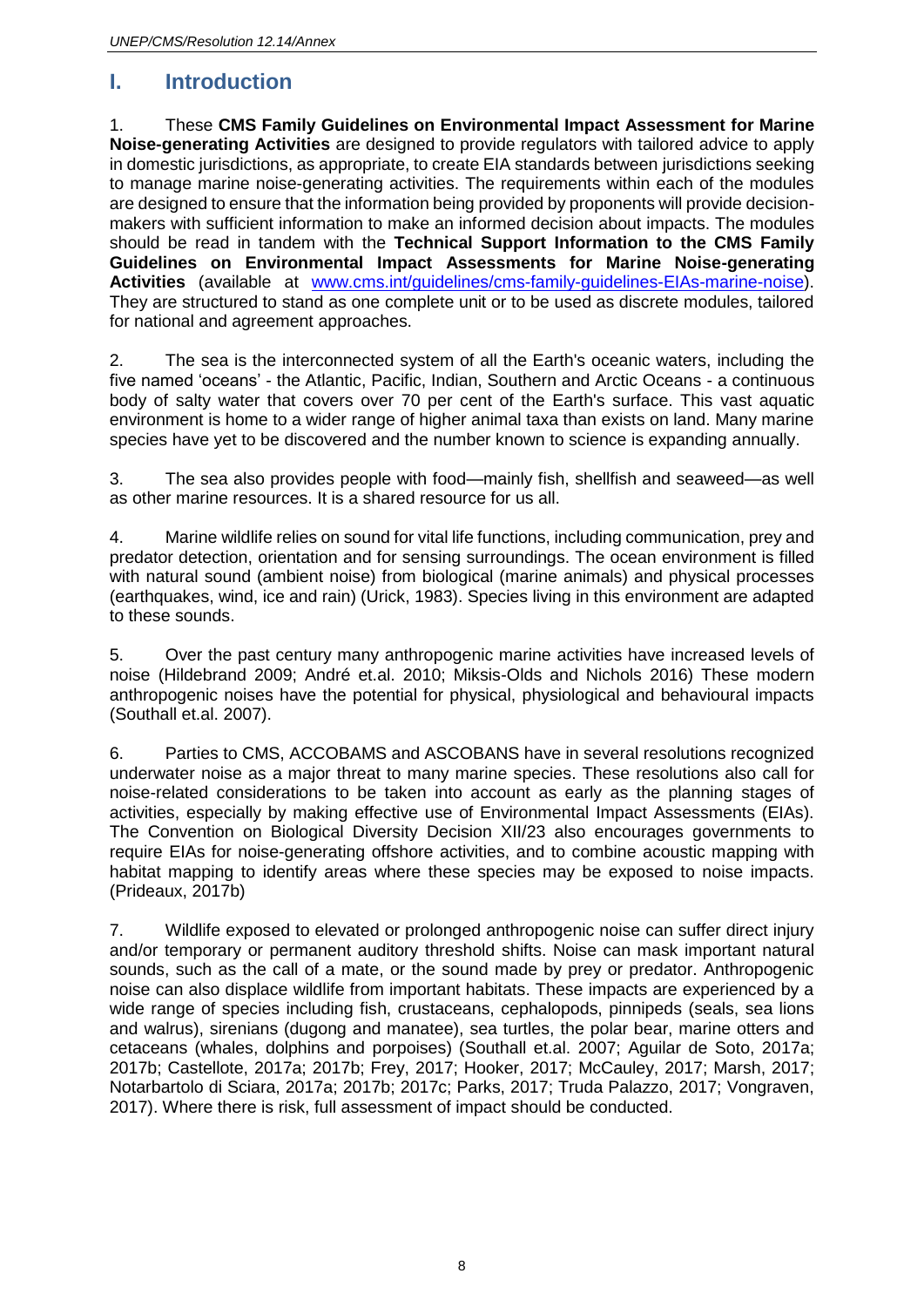# I. Introduction

1. These **CMS Family Guidelines on Environmental Impact Assessment for Marine Noise-generating Activities** are designed to provide regulators with tailored advice to apply in domestic jurisdictions, as appropriate, to create EIA standards between jurisdictions seeking to manage marine noise-generating activities. The requirements within each of the modules are designed to ensure that the information being provided by proponents will provide decision-makers with sufficient information to make an informed decision about impacts. The modules should be read in tandem with the **Technical Support Information to the CMS Family Guidelines on Environmental Impact Assessments for Marine Noise-generating Activities** (available at www.cms.int/guidelines/cms-family-guidelines-EIAs-marine-noise). They are structured to stand as one complete unit or to be used as discrete modules, tailored for national and agreement approaches.

2. The sea is the interconnected system of all the Earth's oceanic waters, including the five named 'oceans' - the Atlantic, Pacific, Indian, Southern and Arctic Oceans - a continuous body of salty water that covers over 70 per cent of the Earth's surface. This vast aquatic environment is home to a wider range of higher animal taxa than exists on land. Many marine species have yet to be discovered and the number known to science is expanding annually.

3. The sea also provides people with food—mainly fish, shellfish and seaweed—as well as other marine resources. It is a shared resource for us all.

4. Marine wildlife relies on sound for vital life functions, including communication, prey and predator detection, orientation and for sensing surroundings. The ocean environment is filled with natural sound (ambient noise) from biological (marine animals) and physical processes (earthquakes, wind, ice and rain) (Urick, 1983). Species living in this environment are adapted to these sounds.

5. Over the past century many anthropogenic marine activities have increased levels of noise (Hildebrand 2009; André et.al. 2010; Miksis-Olds and Nichols 2016) These modern anthropogenic noises have the potential for physical, physiological and behavioural impacts (Southall et.al. 2007).

6. Parties to CMS, ACCOBAMS and ASCOBANS have in several resolutions recognized underwater noise as a major threat to many marine species. These resolutions also call for noise-related considerations to be taken into account as early as the planning stages of activities, especially by making effective use of Environmental Impact Assessments (EIAs). The Convention on Biological Diversity Decision XII/23 also encourages governments to require EIAs for noise-generating offshore activities, and to combine acoustic mapping with habitat mapping to identify areas where these species may be exposed to noise impacts. (Prideaux, 2017b)

7. Wildlife exposed to elevated or prolonged anthropogenic noise can suffer direct injury and/or temporary or permanent auditory threshold shifts. Noise can mask important natural sounds, such as the call of a mate, or the sound made by prey or predator. Anthropogenic noise can also displace wildlife from important habitats. These impacts are experienced by a wide range of species including fish, crustaceans, cephalopods, pinnipeds (seals, sea lions and walrus), sirenians (dugong and manatee), sea turtles, the polar bear, marine otters and cetaceans (whales, dolphins and porpoises) (Southall et.al. 2007; Aguilar de Soto, 2017a; 2017b; Castellote, 2017a; 2017b; Frey, 2017; Hooker, 2017; McCauley, 2017; Marsh, 2017; Notarbartolo di Sciara, 2017a; 2017b; 2017c; Parks, 2017; Truda Palazzo, 2017; Vongraven, 2017). Where there is risk, full assessment of impact should be conducted.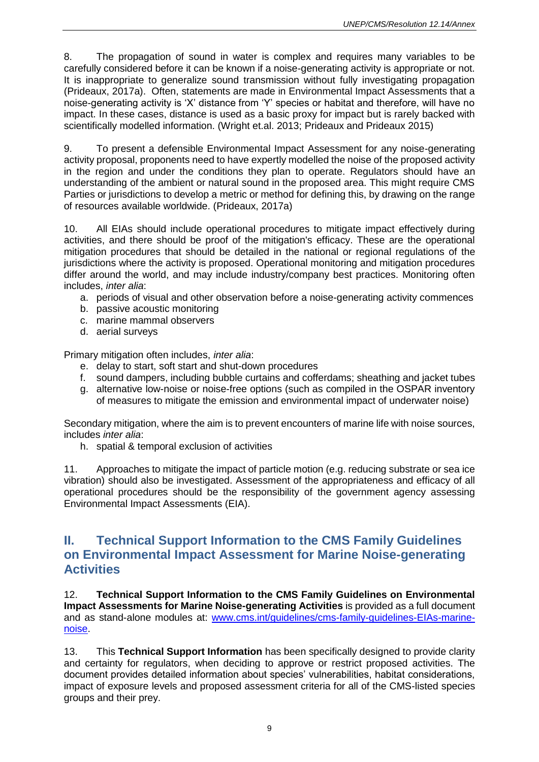8. The propagation of sound in water is complex and requires many variables to be carefully considered before it can be known if a noise-generating activity is appropriate or not. It is inappropriate to generalize sound transmission without fully investigating propagation (Prideaux, 2017a). Often, statements are made in Environmental Impact Assessments that a noise-generating activity is 'X' distance from 'Y' species or habitat and therefore, will have no impact. In these cases, distance is used as a basic proxy for impact but is rarely backed with scientifically modelled information. (Wright et.al. 2013; Prideaux and Prideaux 2015)

9. To present a defensible Environmental Impact Assessment for any noise-generating activity proposal, proponents need to have expertly modelled the noise of the proposed activity in the region and under the conditions they plan to operate. Regulators should have an understanding of the ambient or natural sound in the proposed area. This might require CMS Parties or jurisdictions to develop a metric or method for defining this, by drawing on the range of resources available worldwide. (Prideaux, 2017a)

10. All EIAs should include operational procedures to mitigate impact effectively during activities, and there should be proof of the mitigation's efficacy. These are the operational mitigation procedures that should be detailed in the national or regional regulations of the jurisdictions where the activity is proposed. Operational monitoring and mitigation procedures differ around the world, and may include industry/company best practices. Monitoring often includes, *inter alia*:

a. periods of visual and other observation before a noise-generating activity commences
b. passive acoustic monitoring
c. marine mammal observers
d. aerial surveys

Primary mitigation often includes, *inter alia*:

e. delay to start, soft start and shut-down procedures
f. sound dampers, including bubble curtains and cofferdams; sheathing and jacket tubes
g. alternative low-noise or noise-free options (such as compiled in the OSPAR inventory of measures to mitigate the emission and environmental impact of underwater noise)

Secondary mitigation, where the aim is to prevent encounters of marine life with noise sources, includes *inter alia*:

h. spatial & temporal exclusion of activities

11. Approaches to mitigate the impact of particle motion (e.g. reducing substrate or sea ice vibration) should also be investigated. Assessment of the appropriateness and efficacy of all operational procedures should be the responsibility of the government agency assessing Environmental Impact Assessments (EIA).

## II. Technical Support Information to the CMS Family Guidelines on Environmental Impact Assessment for Marine Noise-generating Activities

12. **Technical Support Information to the CMS Family Guidelines on Environmental Impact Assessments for Marine Noise-generating Activities** is provided as a full document and as stand-alone modules at: [www.cms.int/guidelines/cms-family-guidelines-EIAs-marine-noise](www.cms.int/guidelines/cms-family-guidelines-EIAs-marine-noise).

13. This **Technical Support Information** has been specifically designed to provide clarity and certainty for regulators, when deciding to approve or restrict proposed activities. The document provides detailed information about species' vulnerabilities, habitat considerations, impact of exposure levels and proposed assessment criteria for all of the CMS-listed species groups and their prey.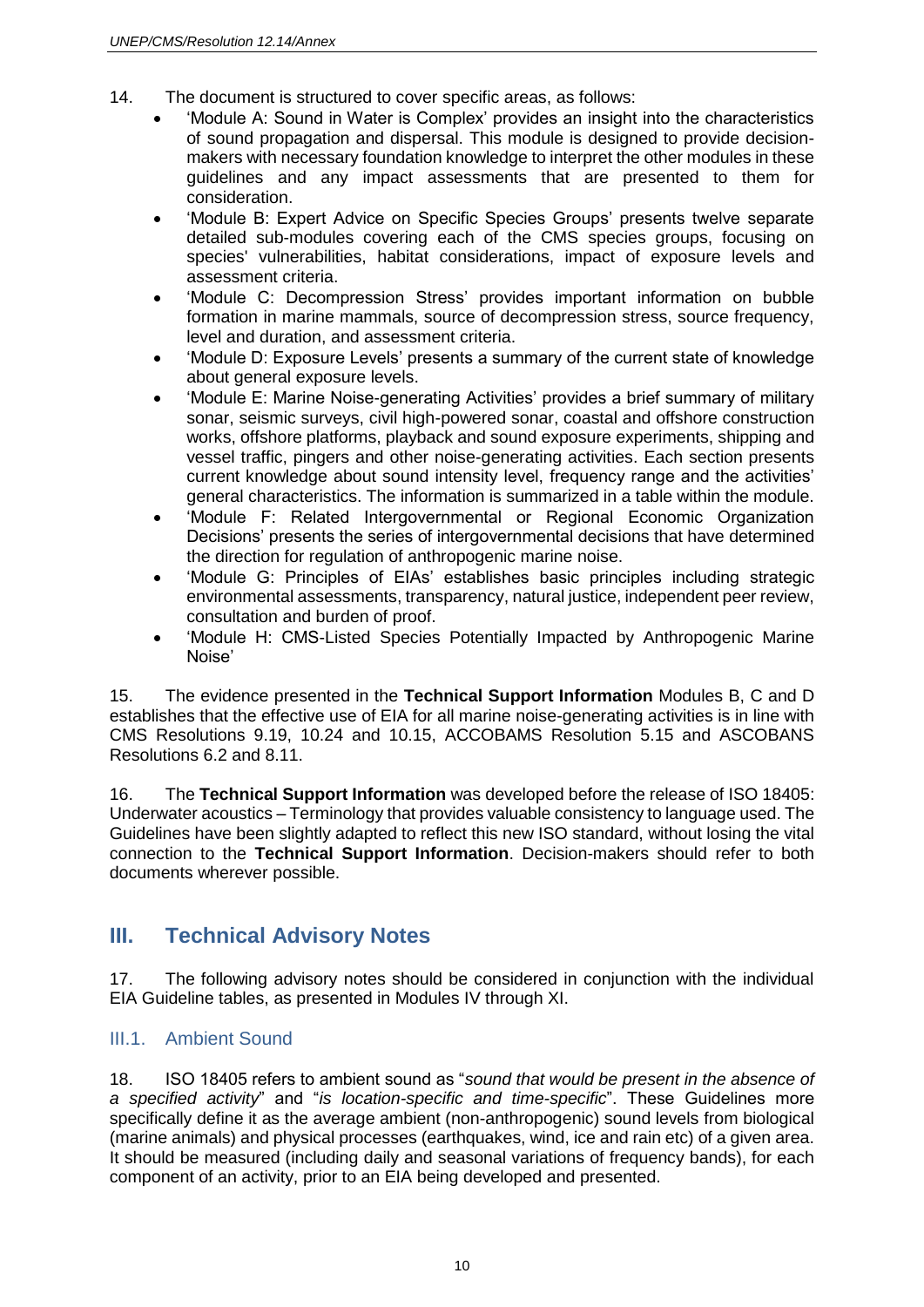14. The document is structured to cover specific areas, as follows:

- 'Module A: Sound in Water is Complex' provides an insight into the characteristics of sound propagation and dispersal. This module is designed to provide decision-makers with necessary foundation knowledge to interpret the other modules in these guidelines and any impact assessments that are presented to them for consideration.
- 'Module B: Expert Advice on Specific Species Groups' presents twelve separate detailed sub-modules covering each of the CMS species groups, focusing on species' vulnerabilities, habitat considerations, impact of exposure levels and assessment criteria.
- 'Module C: Decompression Stress' provides important information on bubble formation in marine mammals, source of decompression stress, source frequency, level and duration, and assessment criteria.
- 'Module D: Exposure Levels' presents a summary of the current state of knowledge about general exposure levels.
- 'Module E: Marine Noise-generating Activities' provides a brief summary of military sonar, seismic surveys, civil high-powered sonar, coastal and offshore construction works, offshore platforms, playback and sound exposure experiments, shipping and vessel traffic, pingers and other noise-generating activities. Each section presents current knowledge about sound intensity level, frequency range and the activities' general characteristics. The information is summarized in a table within the module.
- 'Module F: Related Intergovernmental or Regional Economic Organization Decisions' presents the series of intergovernmental decisions that have determined the direction for regulation of anthropogenic marine noise.
- 'Module G: Principles of EIAs' establishes basic principles including strategic environmental assessments, transparency, natural justice, independent peer review, consultation and burden of proof.
- 'Module H: CMS-Listed Species Potentially Impacted by Anthropogenic Marine Noise'

15. The evidence presented in the **Technical Support Information** Modules B, C and D establishes that the effective use of EIA for all marine noise-generating activities is in line with CMS Resolutions 9.19, 10.24 and 10.15, ACCOBAMS Resolution 5.15 and ASCOBANS Resolutions 6.2 and 8.11.

16. The **Technical Support Information** was developed before the release of ISO 18405: Underwater acoustics – Terminology that provides valuable consistency to language used. The Guidelines have been slightly adapted to reflect this new ISO standard, without losing the vital connection to the **Technical Support Information**. Decision-makers should refer to both documents wherever possible.

## III. Technical Advisory Notes

17. The following advisory notes should be considered in conjunction with the individual EIA Guideline tables, as presented in Modules IV through XI.

### III.1. Ambient Sound

18. ISO 18405 refers to ambient sound as "*sound that would be present in the absence of a specified activity*" and "*is location-specific and time-specific*". These Guidelines more specifically define it as the average ambient (non-anthropogenic) sound levels from biological (marine animals) and physical processes (earthquakes, wind, ice and rain etc) of a given area. It should be measured (including daily and seasonal variations of frequency bands), for each component of an activity, prior to an EIA being developed and presented.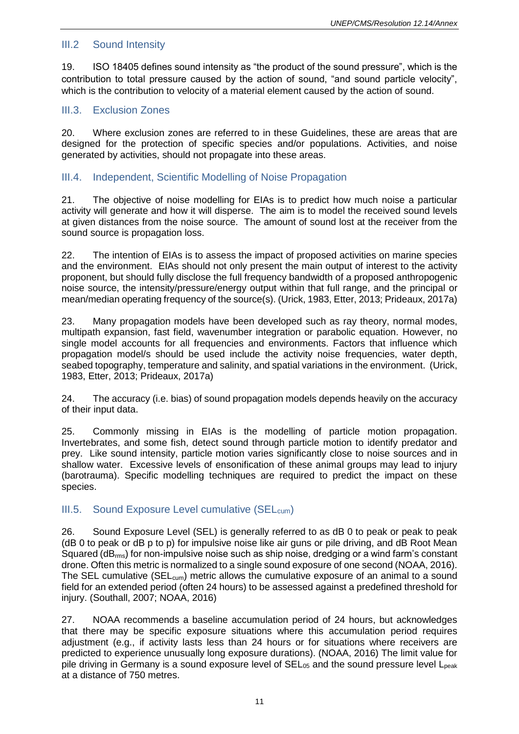### III.2 Sound Intensity

19. ISO 18405 defines sound intensity as "the product of the sound pressure", which is the contribution to total pressure caused by the action of sound, "and sound particle velocity", which is the contribution to velocity of a material element caused by the action of sound.

### III.3. Exclusion Zones

20. Where exclusion zones are referred to in these Guidelines, these are areas that are designed for the protection of specific species and/or populations. Activities, and noise generated by activities, should not propagate into these areas.

### III.4. Independent, Scientific Modelling of Noise Propagation

21. The objective of noise modelling for EIAs is to predict how much noise a particular activity will generate and how it will disperse. The aim is to model the received sound levels at given distances from the noise source. The amount of sound lost at the receiver from the sound source is propagation loss.

22. The intention of EIAs is to assess the impact of proposed activities on marine species and the environment. EIAs should not only present the main output of interest to the activity proponent, but should fully disclose the full frequency bandwidth of a proposed anthropogenic noise source, the intensity/pressure/energy output within that full range, and the principal or mean/median operating frequency of the source(s). (Urick, 1983, Etter, 2013; Prideaux, 2017a)

23. Many propagation models have been developed such as ray theory, normal modes, multipath expansion, fast field, wavenumber integration or parabolic equation. However, no single model accounts for all frequencies and environments. Factors that influence which propagation model/s should be used include the activity noise frequencies, water depth, seabed topography, temperature and salinity, and spatial variations in the environment. (Urick, 1983, Etter, 2013; Prideaux, 2017a)

24. The accuracy (i.e. bias) of sound propagation models depends heavily on the accuracy of their input data.

25. Commonly missing in EIAs is the modelling of particle motion propagation. Invertebrates, and some fish, detect sound through particle motion to identify predator and prey. Like sound intensity, particle motion varies significantly close to noise sources and in shallow water. Excessive levels of ensonification of these animal groups may lead to injury (barotrauma). Specific modelling techniques are required to predict the impact on these species.

### III.5. Sound Exposure Level cumulative ($SEL_{cum}$)

26. Sound Exposure Level (SEL) is generally referred to as dB 0 to peak or peak to peak (dB 0 to peak or dB p to p) for impulsive noise like air guns or pile driving, and dB Root Mean Squared ($dB_{rms}$) for non-impulsive noise such as ship noise, dredging or a wind farm's constant drone. Often this metric is normalized to a single sound exposure of one second (NOAA, 2016). The SEL cumulative ($SEL_{cum}$) metric allows the cumulative exposure of an animal to a sound field for an extended period (often 24 hours) to be assessed against a predefined threshold for injury. (Southall, 2007; NOAA, 2016)

27. NOAA recommends a baseline accumulation period of 24 hours, but acknowledges that there may be specific exposure situations where this accumulation period requires adjustment (e.g., if activity lasts less than 24 hours or for situations where receivers are predicted to experience unusually long exposure durations). (NOAA, 2016) The limit value for pile driving in Germany is a sound exposure level of $SEL_{05}$ and the sound pressure level $L_{peak}$ at a distance of 750 metres.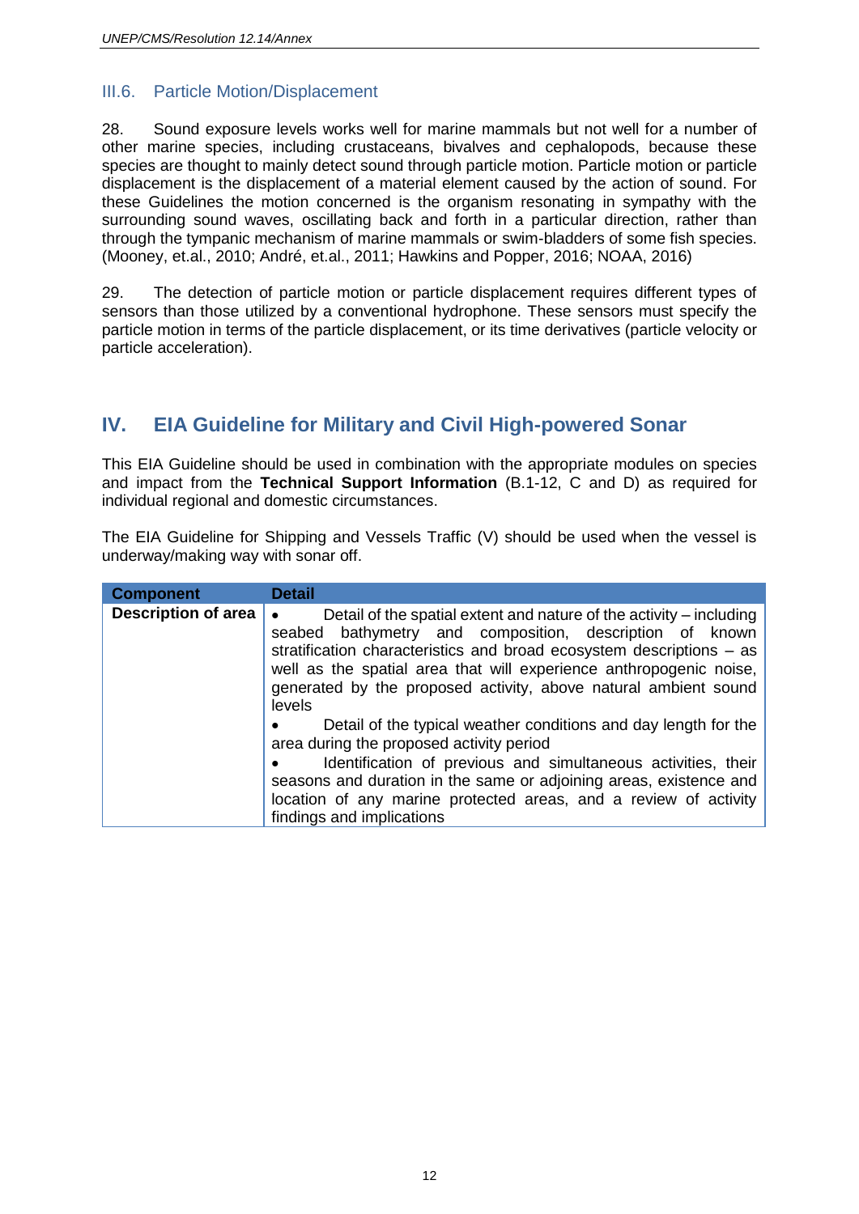### III.6. Particle Motion/Displacement

28. Sound exposure levels works well for marine mammals but not well for a number of other marine species, including crustaceans, bivalves and cephalopods, because these species are thought to mainly detect sound through particle motion. Particle motion or particle displacement is the displacement of a material element caused by the action of sound. For these Guidelines the motion concerned is the organism resonating in sympathy with the surrounding sound waves, oscillating back and forth in a particular direction, rather than through the tympanic mechanism of marine mammals or swim-bladders of some fish species. (Mooney, et.al., 2010; André, et.al., 2011; Hawkins and Popper, 2016; NOAA, 2016)

29. The detection of particle motion or particle displacement requires different types of sensors than those utilized by a conventional hydrophone. These sensors must specify the particle motion in terms of the particle displacement, or its time derivatives (particle velocity or particle acceleration).

## IV. EIA Guideline for Military and Civil High-powered Sonar

This EIA Guideline should be used in combination with the appropriate modules on species and impact from the **Technical Support Information** (B.1-12, C and D) as required for individual regional and domestic circumstances.

The EIA Guideline for Shipping and Vessels Traffic (V) should be used when the vessel is underway/making way with sonar off.

| Component | Detail |
|---|---|
| **Description of area** | • Detail of the spatial extent and nature of the activity – including seabed bathymetry and composition, description of known stratification characteristics and broad ecosystem descriptions – as well as the spatial area that will experience anthropogenic noise, generated by the proposed activity, above natural ambient sound levels<br>• Detail of the typical weather conditions and day length for the area during the proposed activity period<br>• Identification of previous and simultaneous activities, their seasons and duration in the same or adjoining areas, existence and location of any marine protected areas, and a review of activity findings and implications |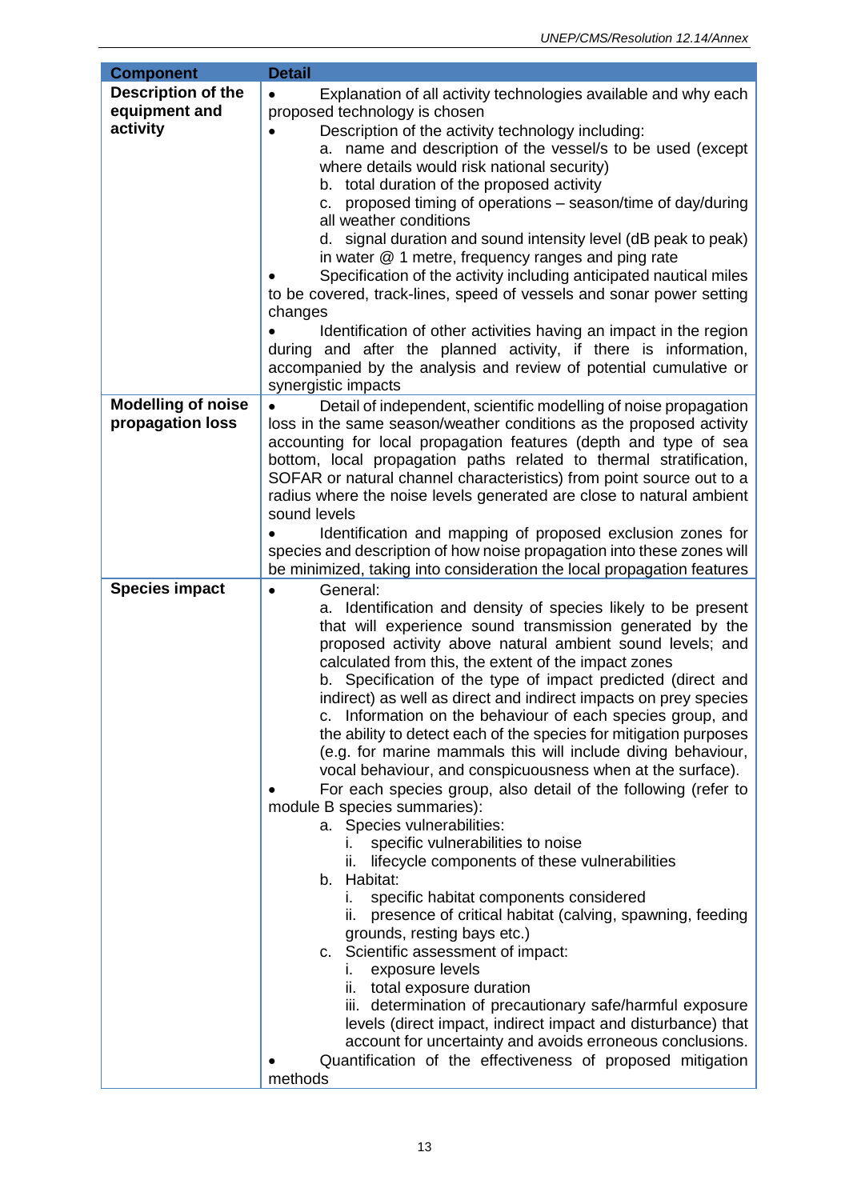| Component | Detail |
|---|---|
| **Description of the equipment and activity** | • Explanation of all activity technologies available and why each proposed technology is chosen<br>• Description of the activity technology including:<br>a. name and description of the vessel/s to be used (except where details would risk national security)<br>b. total duration of the proposed activity<br>c. proposed timing of operations – season/time of day/during all weather conditions<br>d. signal duration and sound intensity level (dB peak to peak) in water @ 1 metre, frequency ranges and ping rate<br>• Specification of the activity including anticipated nautical miles to be covered, track-lines, speed of vessels and sonar power setting changes<br>• Identification of other activities having an impact in the region during and after the planned activity, if there is information, accompanied by the analysis and review of potential cumulative or synergistic impacts |
| **Modelling of noise propagation loss** | • Detail of independent, scientific modelling of noise propagation loss in the same season/weather conditions as the proposed activity accounting for local propagation features (depth and type of sea bottom, local propagation paths related to thermal stratification, SOFAR or natural channel characteristics) from point source out to a radius where the noise levels generated are close to natural ambient sound levels<br>• Identification and mapping of proposed exclusion zones for species and description of how noise propagation into these zones will be minimized, taking into consideration the local propagation features |
| **Species impact** | • General:<br>a. Identification and density of species likely to be present that will experience sound transmission generated by the proposed activity above natural ambient sound levels; and calculated from this, the extent of the impact zones<br>b. Specification of the type of impact predicted (direct and indirect) as well as direct and indirect impacts on prey species<br>c. Information on the behaviour of each species group, and the ability to detect each of the species for mitigation purposes (e.g. for marine mammals this will include diving behaviour, vocal behaviour, and conspicuousness when at the surface).<br>• For each species group, also detail of the following (refer to module B species summaries):<br>a. Species vulnerabilities:<br>i. specific vulnerabilities to noise<br>ii. lifecycle components of these vulnerabilities<br>b. Habitat:<br>i. specific habitat components considered<br>ii. presence of critical habitat (calving, spawning, feeding grounds, resting bays etc.)<br>c. Scientific assessment of impact:<br>i. exposure levels<br>ii. total exposure duration<br>iii. determination of precautionary safe/harmful exposure levels (direct impact, indirect impact and disturbance) that account for uncertainty and avoids erroneous conclusions.<br>• Quantification of the effectiveness of proposed mitigation methods |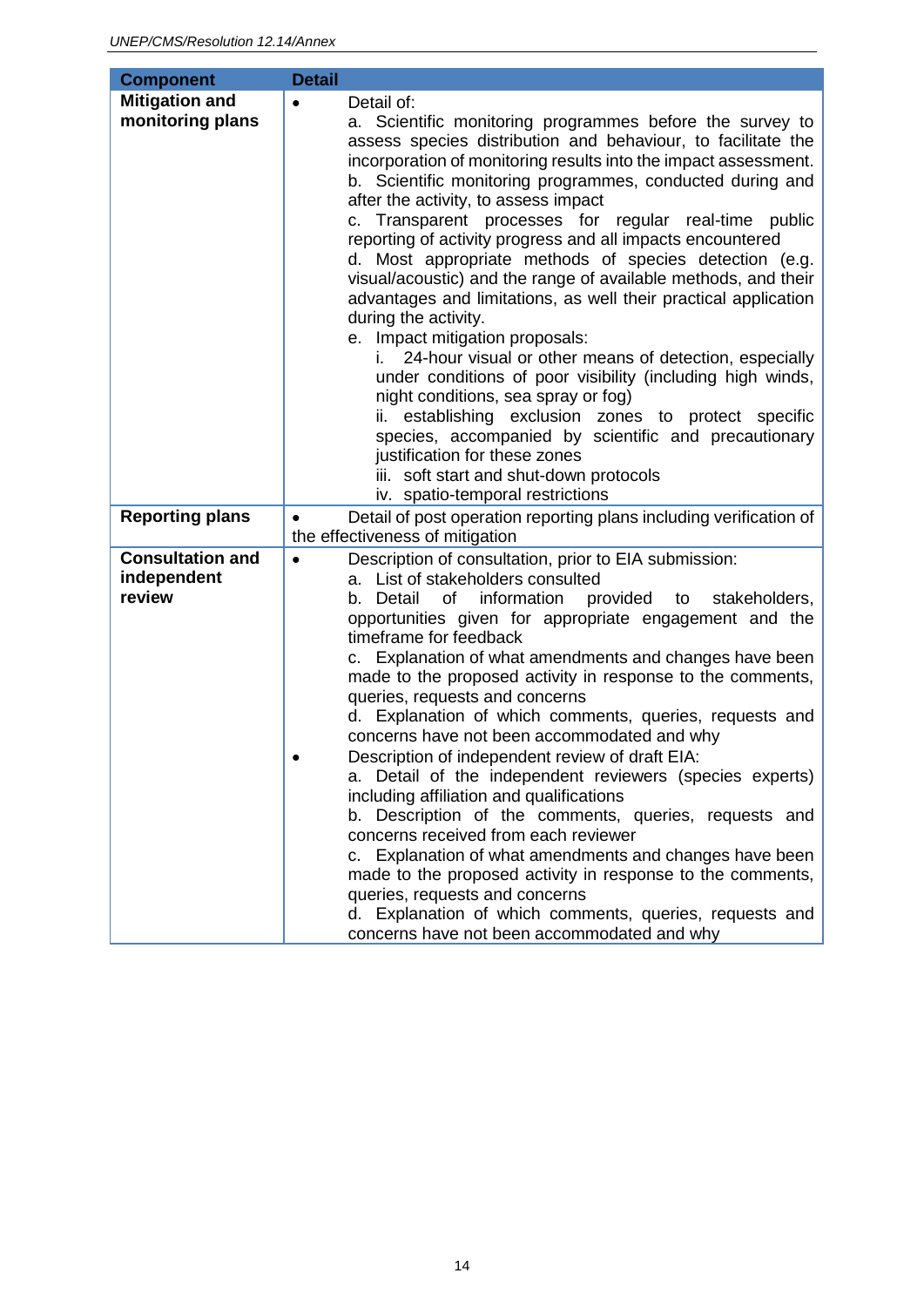| Component | Detail |
|---|---|
| **Mitigation and monitoring plans** | • Detail of:<br>a. Scientific monitoring programmes before the survey to assess species distribution and behaviour, to facilitate the incorporation of monitoring results into the impact assessment.<br>b. Scientific monitoring programmes, conducted during and after the activity, to assess impact<br>c. Transparent processes for regular real-time public reporting of activity progress and all impacts encountered<br>d. Most appropriate methods of species detection (e.g. visual/acoustic) and the range of available methods, and their advantages and limitations, as well their practical application during the activity.<br>e. Impact mitigation proposals:<br>i. 24-hour visual or other means of detection, especially under conditions of poor visibility (including high winds, night conditions, sea spray or fog)<br>ii. establishing exclusion zones to protect specific species, accompanied by scientific and precautionary justification for these zones<br>iii. soft start and shut-down protocols<br>iv. spatio-temporal restrictions |
| **Reporting plans** | • Detail of post operation reporting plans including verification of the effectiveness of mitigation |
| **Consultation and independent review** | • Description of consultation, prior to EIA submission:<br>a. List of stakeholders consulted<br>b. Detail of information provided to stakeholders, opportunities given for appropriate engagement and the timeframe for feedback<br>c. Explanation of what amendments and changes have been made to the proposed activity in response to the comments, queries, requests and concerns<br>d. Explanation of which comments, queries, requests and concerns have not been accommodated and why<br>• Description of independent review of draft EIA:<br>a. Detail of the independent reviewers (species experts) including affiliation and qualifications<br>b. Description of the comments, queries, requests and concerns received from each reviewer<br>c. Explanation of what amendments and changes have been made to the proposed activity in response to the comments, queries, requests and concerns<br>d. Explanation of which comments, queries, requests and concerns have not been accommodated and why |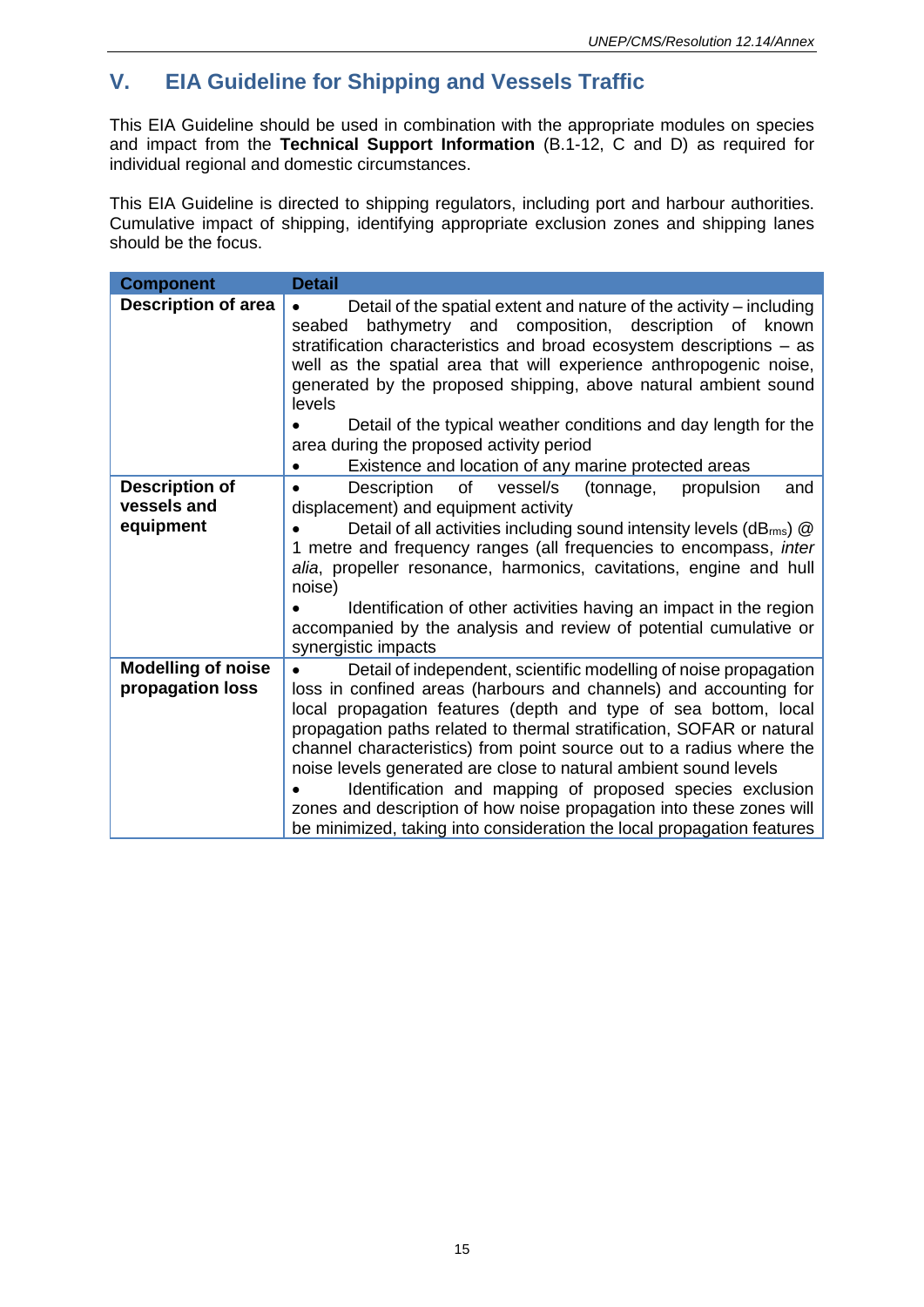## V. EIA Guideline for Shipping and Vessels Traffic

This EIA Guideline should be used in combination with the appropriate modules on species and impact from the **Technical Support Information** (B.1-12, C and D) as required for individual regional and domestic circumstances.

This EIA Guideline is directed to shipping regulators, including port and harbour authorities. Cumulative impact of shipping, identifying appropriate exclusion zones and shipping lanes should be the focus.

| Component | Detail |
|---|---|
| **Description of area** | • Detail of the spatial extent and nature of the activity – including seabed bathymetry and composition, description of known stratification characteristics and broad ecosystem descriptions – as well as the spatial area that will experience anthropogenic noise, generated by the proposed shipping, above natural ambient sound levels<br>• Detail of the typical weather conditions and day length for the area during the proposed activity period<br>• Existence and location of any marine protected areas |
| **Description of vessels and equipment** | • Description of vessel/s (tonnage, propulsion and displacement) and equipment activity<br>• Detail of all activities including sound intensity levels ($dB_{rms}$) @ 1 metre and frequency ranges (all frequencies to encompass, *inter alia*, propeller resonance, harmonics, cavitations, engine and hull noise)<br>• Identification of other activities having an impact in the region accompanied by the analysis and review of potential cumulative or synergistic impacts |
| **Modelling of noise propagation loss** | • Detail of independent, scientific modelling of noise propagation loss in confined areas (harbours and channels) and accounting for local propagation features (depth and type of sea bottom, local propagation paths related to thermal stratification, SOFAR or natural channel characteristics) from point source out to a radius where the noise levels generated are close to natural ambient sound levels<br>• Identification and mapping of proposed species exclusion zones and description of how noise propagation into these zones will be minimized, taking into consideration the local propagation features |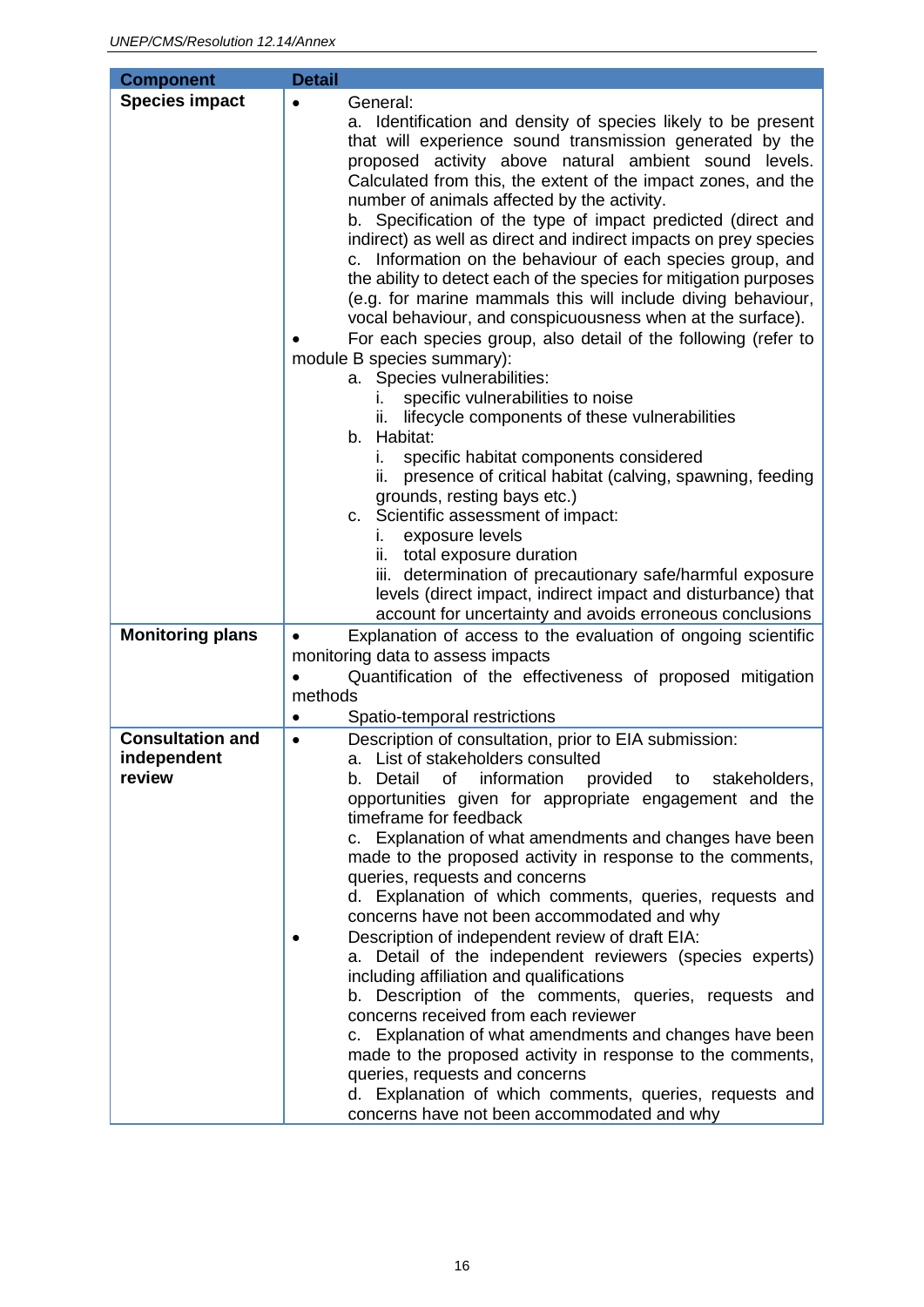| Component | Detail |
|---|---|
| **Species impact** | • General:<br>a. Identification and density of species likely to be present that will experience sound transmission generated by the proposed activity above natural ambient sound levels. Calculated from this, the extent of the impact zones, and the number of animals affected by the activity.<br>b. Specification of the type of impact predicted (direct and indirect) as well as direct and indirect impacts on prey species<br>c. Information on the behaviour of each species group, and the ability to detect each of the species for mitigation purposes (e.g. for marine mammals this will include diving behaviour, vocal behaviour, and conspicuousness when at the surface).<br>• For each species group, also detail of the following (refer to module B species summary):<br>a. Species vulnerabilities:<br>i. specific vulnerabilities to noise<br>ii. lifecycle components of these vulnerabilities<br>b. Habitat:<br>i. specific habitat components considered<br>ii. presence of critical habitat (calving, spawning, feeding grounds, resting bays etc.)<br>c. Scientific assessment of impact:<br>i. exposure levels<br>ii. total exposure duration<br>iii. determination of precautionary safe/harmful exposure levels (direct impact, indirect impact and disturbance) that account for uncertainty and avoids erroneous conclusions |
| **Monitoring plans** | • Explanation of access to the evaluation of ongoing scientific monitoring data to assess impacts<br>• Quantification of the effectiveness of proposed mitigation methods<br>• Spatio-temporal restrictions |
| **Consultation and independent review** | • Description of consultation, prior to EIA submission:<br>a. List of stakeholders consulted<br>b. Detail of information provided to stakeholders, opportunities given for appropriate engagement and the timeframe for feedback<br>c. Explanation of what amendments and changes have been made to the proposed activity in response to the comments, queries, requests and concerns<br>d. Explanation of which comments, queries, requests and concerns have not been accommodated and why<br>• Description of independent review of draft EIA:<br>a. Detail of the independent reviewers (species experts) including affiliation and qualifications<br>b. Description of the comments, queries, requests and concerns received from each reviewer<br>c. Explanation of what amendments and changes have been made to the proposed activity in response to the comments, queries, requests and concerns<br>d. Explanation of which comments, queries, requests and concerns have not been accommodated and why |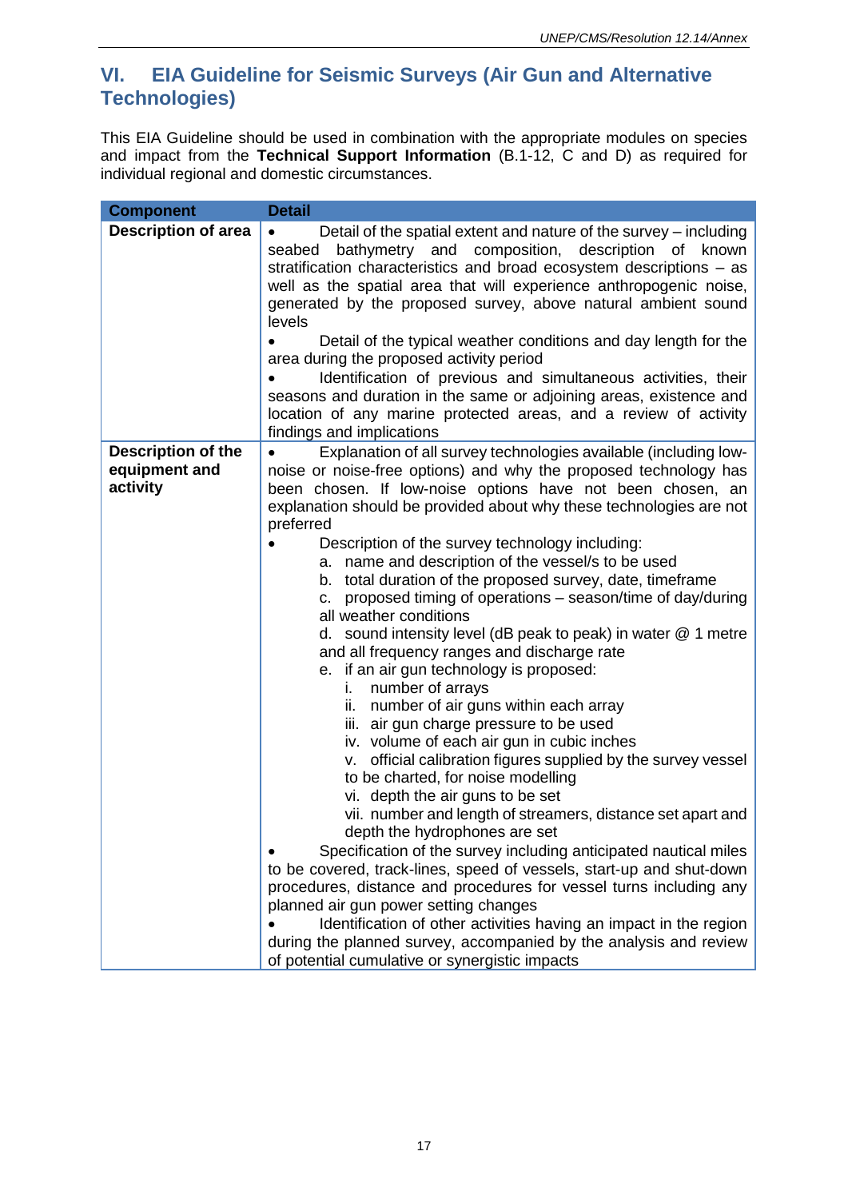## VI. EIA Guideline for Seismic Surveys (Air Gun and Alternative Technologies)

This EIA Guideline should be used in combination with the appropriate modules on species and impact from the **Technical Support Information** (B.1-12, C and D) as required for individual regional and domestic circumstances.

| Component | Detail |
|---|---|
| **Description of area** | • Detail of the spatial extent and nature of the survey – including seabed bathymetry and composition, description of known stratification characteristics and broad ecosystem descriptions – as well as the spatial area that will experience anthropogenic noise, generated by the proposed survey, above natural ambient sound levels<br>• Detail of the typical weather conditions and day length for the area during the proposed activity period<br>• Identification of previous and simultaneous activities, their seasons and duration in the same or adjoining areas, existence and location of any marine protected areas, and a review of activity findings and implications |
| **Description of the equipment and activity** | • Explanation of all survey technologies available (including low-noise or noise-free options) and why the proposed technology has been chosen. If low-noise options have not been chosen, an explanation should be provided about why these technologies are not preferred<br>• Description of the survey technology including:<br>a. name and description of the vessel/s to be used<br>b. total duration of the proposed survey, date, timeframe<br>c. proposed timing of operations – season/time of day/during all weather conditions<br>d. sound intensity level (dB peak to peak) in water @ 1 metre and all frequency ranges and discharge rate<br>e. if an air gun technology is proposed:<br>i. number of arrays<br>ii. number of air guns within each array<br>iii. air gun charge pressure to be used<br>iv. volume of each air gun in cubic inches<br>v. official calibration figures supplied by the survey vessel to be charted, for noise modelling<br>vi. depth the air guns to be set<br>vii. number and length of streamers, distance set apart and depth the hydrophones are set<br>• Specification of the survey including anticipated nautical miles to be covered, track-lines, speed of vessels, start-up and shut-down procedures, distance and procedures for vessel turns including any planned air gun power setting changes<br>• Identification of other activities having an impact in the region during the planned survey, accompanied by the analysis and review of potential cumulative or synergistic impacts |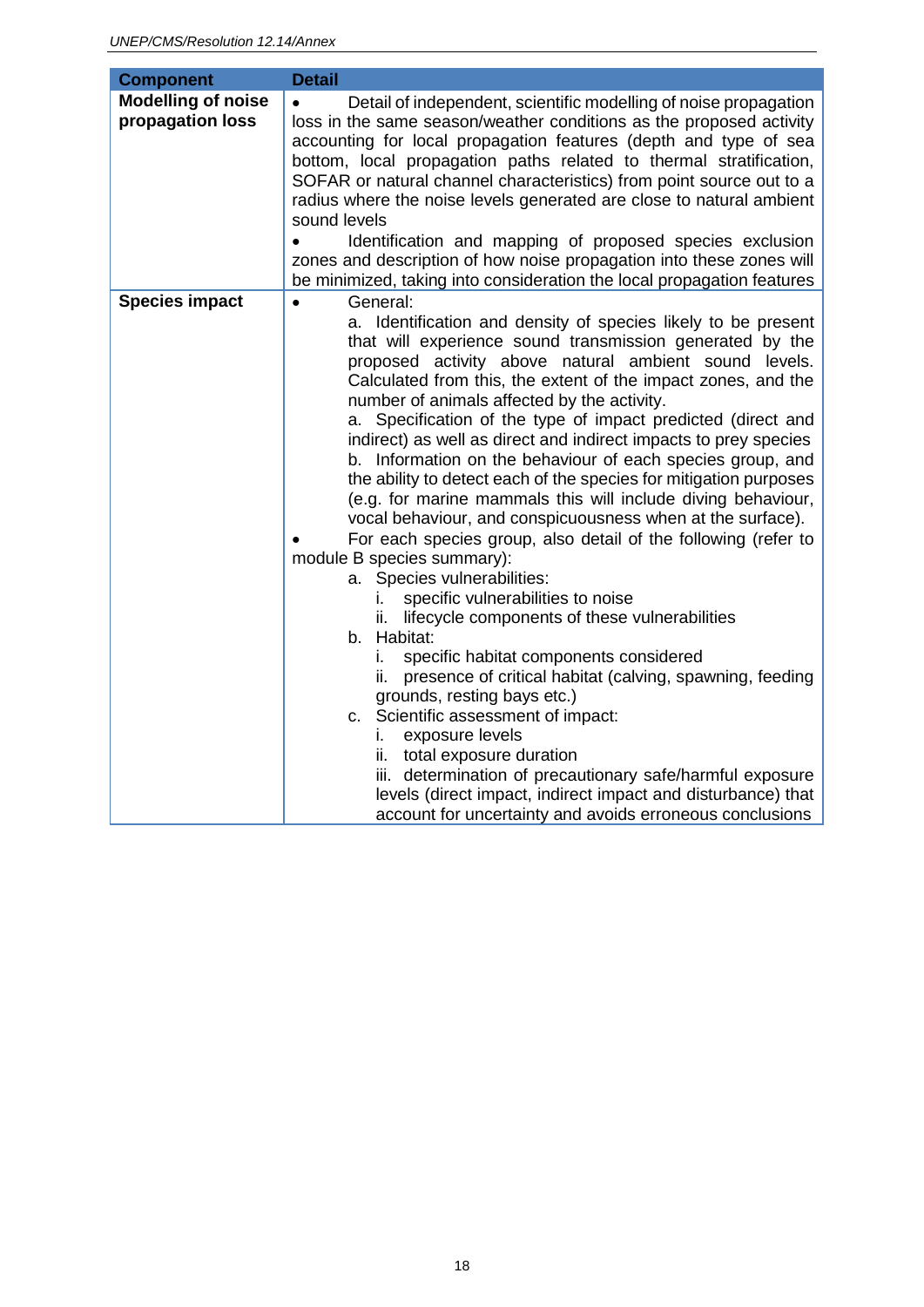| Component | Detail |
|---|---|
| **Modelling of noise propagation loss** | • Detail of independent, scientific modelling of noise propagation loss in the same season/weather conditions as the proposed activity accounting for local propagation features (depth and type of sea bottom, local propagation paths related to thermal stratification, SOFAR or natural channel characteristics) from point source out to a radius where the noise levels generated are close to natural ambient sound levels<br>• Identification and mapping of proposed species exclusion zones and description of how noise propagation into these zones will be minimized, taking into consideration the local propagation features |
| **Species impact** | • General:<br>a. Identification and density of species likely to be present that will experience sound transmission generated by the proposed activity above natural ambient sound levels. Calculated from this, the extent of the impact zones, and the number of animals affected by the activity.<br>a. Specification of the type of impact predicted (direct and indirect) as well as direct and indirect impacts to prey species<br>b. Information on the behaviour of each species group, and the ability to detect each of the species for mitigation purposes (e.g. for marine mammals this will include diving behaviour, vocal behaviour, and conspicuousness when at the surface).<br>• For each species group, also detail of the following (refer to module B species summary):<br>a. Species vulnerabilities:<br>i. specific vulnerabilities to noise<br>ii. lifecycle components of these vulnerabilities<br>b. Habitat:<br>i. specific habitat components considered<br>ii. presence of critical habitat (calving, spawning, feeding grounds, resting bays etc.)<br>c. Scientific assessment of impact:<br>i. exposure levels<br>ii. total exposure duration<br>iii. determination of precautionary safe/harmful exposure levels (direct impact, indirect impact and disturbance) that account for uncertainty and avoids erroneous conclusions |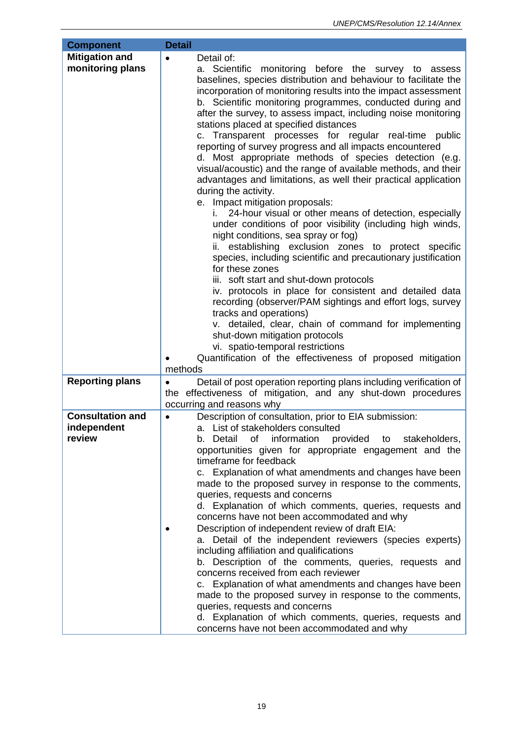| Component | Detail |
|---|---|
| **Mitigation and monitoring plans** | • Detail of:<br>a. Scientific monitoring before the survey to assess baselines, species distribution and behaviour to facilitate the incorporation of monitoring results into the impact assessment<br>b. Scientific monitoring programmes, conducted during and after the survey, to assess impact, including noise monitoring stations placed at specified distances<br>c. Transparent processes for regular real-time public reporting of survey progress and all impacts encountered<br>d. Most appropriate methods of species detection (e.g. visual/acoustic) and the range of available methods, and their advantages and limitations, as well their practical application during the activity.<br>e. Impact mitigation proposals:<br>i. 24-hour visual or other means of detection, especially under conditions of poor visibility (including high winds, night conditions, sea spray or fog)<br>ii. establishing exclusion zones to protect specific species, including scientific and precautionary justification for these zones<br>iii. soft start and shut-down protocols<br>iv. protocols in place for consistent and detailed data recording (observer/PAM sightings and effort logs, survey tracks and operations)<br>v. detailed, clear, chain of command for implementing shut-down mitigation protocols<br>vi. spatio-temporal restrictions<br>• Quantification of the effectiveness of proposed mitigation methods |
| **Reporting plans** | • Detail of post operation reporting plans including verification of the effectiveness of mitigation, and any shut-down procedures occurring and reasons why |
| **Consultation and independent review** | • Description of consultation, prior to EIA submission:<br>a. List of stakeholders consulted<br>b. Detail of information provided to stakeholders, opportunities given for appropriate engagement and the timeframe for feedback<br>c. Explanation of what amendments and changes have been made to the proposed survey in response to the comments, queries, requests and concerns<br>d. Explanation of which comments, queries, requests and concerns have not been accommodated and why<br>• Description of independent review of draft EIA:<br>a. Detail of the independent reviewers (species experts) including affiliation and qualifications<br>b. Description of the comments, queries, requests and concerns received from each reviewer<br>c. Explanation of what amendments and changes have been made to the proposed survey in response to the comments, queries, requests and concerns<br>d. Explanation of which comments, queries, requests and concerns have not been accommodated and why |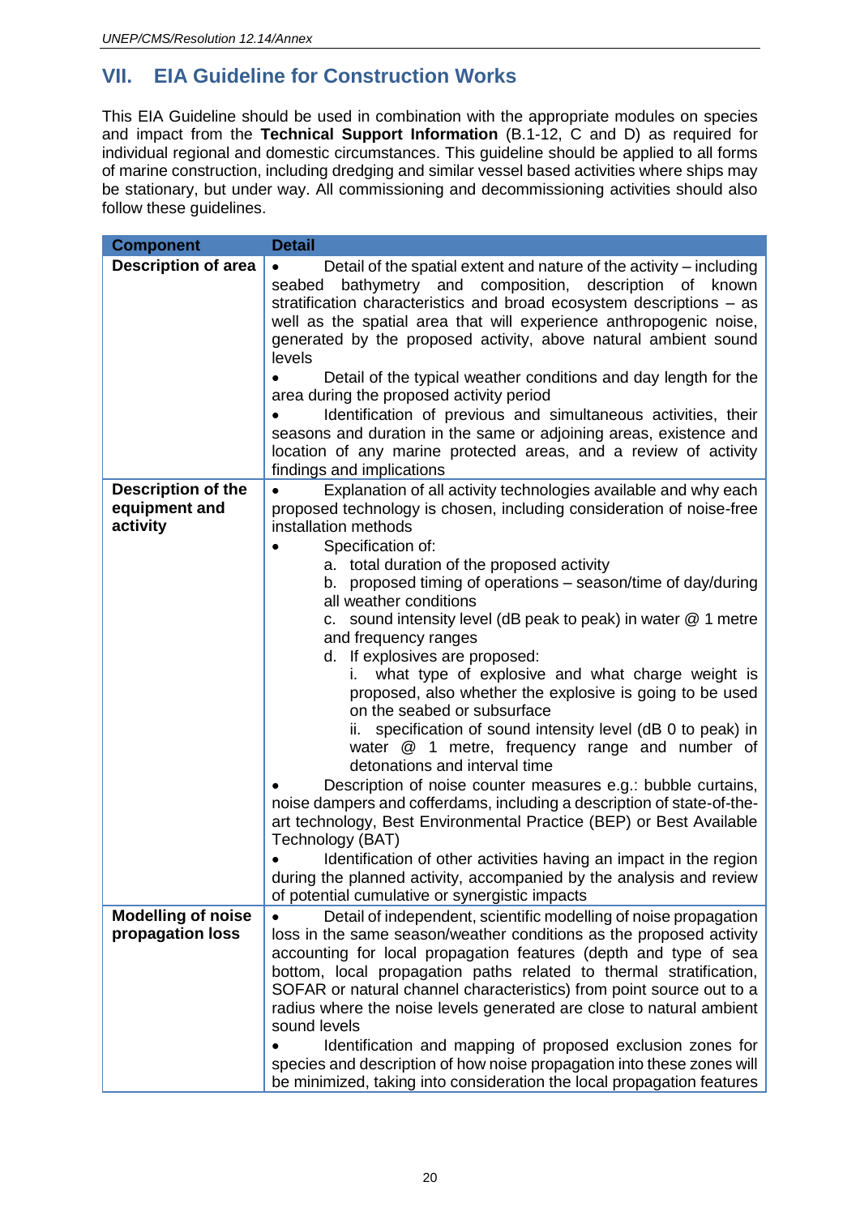## VII. EIA Guideline for Construction Works

This EIA Guideline should be used in combination with the appropriate modules on species and impact from the **Technical Support Information** (B.1-12, C and D) as required for individual regional and domestic circumstances. This guideline should be applied to all forms of marine construction, including dredging and similar vessel based activities where ships may be stationary, but under way. All commissioning and decommissioning activities should also follow these guidelines.

| Component | Detail |
|---|---|
| **Description of area** | • Detail of the spatial extent and nature of the activity – including seabed bathymetry and composition, description of known stratification characteristics and broad ecosystem descriptions – as well as the spatial area that will experience anthropogenic noise, generated by the proposed activity, above natural ambient sound levels<br>• Detail of the typical weather conditions and day length for the area during the proposed activity period<br>• Identification of previous and simultaneous activities, their seasons and duration in the same or adjoining areas, existence and location of any marine protected areas, and a review of activity findings and implications |
| **Description of the equipment and activity** | • Explanation of all activity technologies available and why each proposed technology is chosen, including consideration of noise-free installation methods<br>• Specification of:<br>a. total duration of the proposed activity<br>b. proposed timing of operations – season/time of day/during all weather conditions<br>c. sound intensity level (dB peak to peak) in water @ 1 metre and frequency ranges<br>d. If explosives are proposed:<br>i. what type of explosive and what charge weight is proposed, also whether the explosive is going to be used on the seabed or subsurface<br>ii. specification of sound intensity level (dB 0 to peak) in water @ 1 metre, frequency range and number of detonations and interval time<br>• Description of noise counter measures e.g.: bubble curtains, noise dampers and cofferdams, including a description of state-of-the-art technology, Best Environmental Practice (BEP) or Best Available Technology (BAT)<br>• Identification of other activities having an impact in the region during the planned activity, accompanied by the analysis and review of potential cumulative or synergistic impacts |
| **Modelling of noise propagation loss** | • Detail of independent, scientific modelling of noise propagation loss in the same season/weather conditions as the proposed activity accounting for local propagation features (depth and type of sea bottom, local propagation paths related to thermal stratification, SOFAR or natural channel characteristics) from point source out to a radius where the noise levels generated are close to natural ambient sound levels<br>• Identification and mapping of proposed exclusion zones for species and description of how noise propagation into these zones will be minimized, taking into consideration the local propagation features |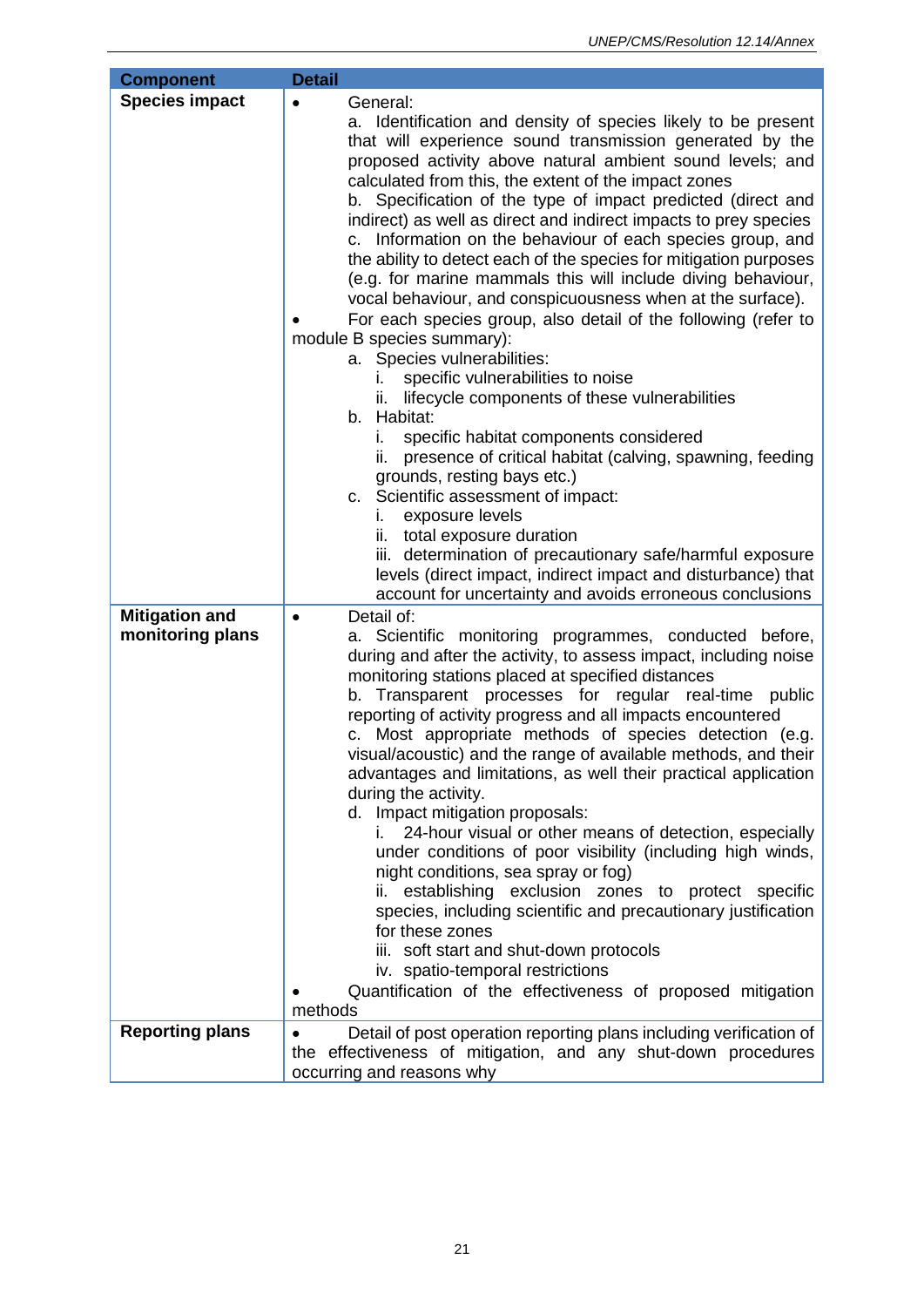| Component | Detail |
| --- | --- |
| **Species impact** | • General:<br>a. Identification and density of species likely to be present that will experience sound transmission generated by the proposed activity above natural ambient sound levels; and calculated from this, the extent of the impact zones<br>b. Specification of the type of impact predicted (direct and indirect) as well as direct and indirect impacts to prey species<br>c. Information on the behaviour of each species group, and the ability to detect each of the species for mitigation purposes (e.g. for marine mammals this will include diving behaviour, vocal behaviour, and conspicuousness when at the surface).<br>• For each species group, also detail of the following (refer to module B species summary):<br>a. Species vulnerabilities:<br>i. specific vulnerabilities to noise<br>ii. lifecycle components of these vulnerabilities<br>b. Habitat:<br>i. specific habitat components considered<br>ii. presence of critical habitat (calving, spawning, feeding grounds, resting bays etc.)<br>c. Scientific assessment of impact:<br>i. exposure levels<br>ii. total exposure duration<br>iii. determination of precautionary safe/harmful exposure levels (direct impact, indirect impact and disturbance) that account for uncertainty and avoids erroneous conclusions |
| **Mitigation and monitoring plans** | • Detail of:<br>a. Scientific monitoring programmes, conducted before, during and after the activity, to assess impact, including noise monitoring stations placed at specified distances<br>b. Transparent processes for regular real-time public reporting of activity progress and all impacts encountered<br>c. Most appropriate methods of species detection (e.g. visual/acoustic) and the range of available methods, and their advantages and limitations, as well their practical application during the activity.<br>d. Impact mitigation proposals:<br>i. 24-hour visual or other means of detection, especially under conditions of poor visibility (including high winds, night conditions, sea spray or fog)<br>ii. establishing exclusion zones to protect specific species, including scientific and precautionary justification for these zones<br>iii. soft start and shut-down protocols<br>iv. spatio-temporal restrictions<br>• Quantification of the effectiveness of proposed mitigation methods |
| **Reporting plans** | • Detail of post operation reporting plans including verification of the effectiveness of mitigation, and any shut-down procedures occurring and reasons why |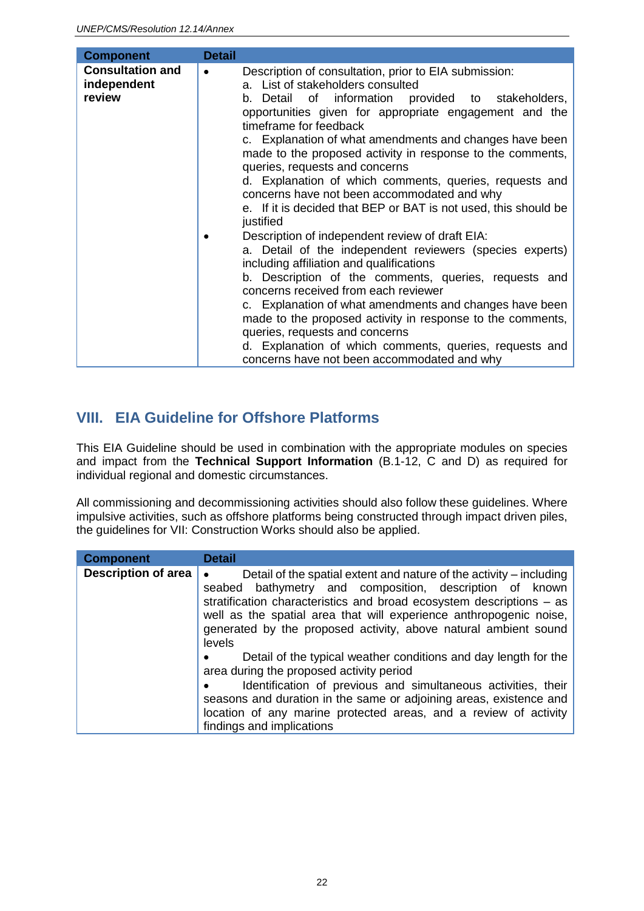| Component | Detail |
| --- | --- |
| **Consultation and independent review** | • Description of consultation, prior to EIA submission:<br>a. List of stakeholders consulted<br>b. Detail of information provided to stakeholders, opportunities given for appropriate engagement and the timeframe for feedback<br>c. Explanation of what amendments and changes have been made to the proposed activity in response to the comments, queries, requests and concerns<br>d. Explanation of which comments, queries, requests and concerns have not been accommodated and why<br>e. If it is decided that BEP or BAT is not used, this should be justified<br>• Description of independent review of draft EIA:<br>a. Detail of the independent reviewers (species experts) including affiliation and qualifications<br>b. Description of the comments, queries, requests and concerns received from each reviewer<br>c. Explanation of what amendments and changes have been made to the proposed activity in response to the comments, queries, requests and concerns<br>d. Explanation of which comments, queries, requests and concerns have not been accommodated and why |

## VIII. EIA Guideline for Offshore Platforms

This EIA Guideline should be used in combination with the appropriate modules on species and impact from the **Technical Support Information** (B.1-12, C and D) as required for individual regional and domestic circumstances.

All commissioning and decommissioning activities should also follow these guidelines. Where impulsive activities, such as offshore platforms being constructed through impact driven piles, the guidelines for VII: Construction Works should also be applied.

| Component | Detail |
| --- | --- |
| **Description of area** | • Detail of the spatial extent and nature of the activity – including seabed bathymetry and composition, description of known stratification characteristics and broad ecosystem descriptions – as well as the spatial area that will experience anthropogenic noise, generated by the proposed activity, above natural ambient sound levels<br>• Detail of the typical weather conditions and day length for the area during the proposed activity period<br>• Identification of previous and simultaneous activities, their seasons and duration in the same or adjoining areas, existence and location of any marine protected areas, and a review of activity findings and implications |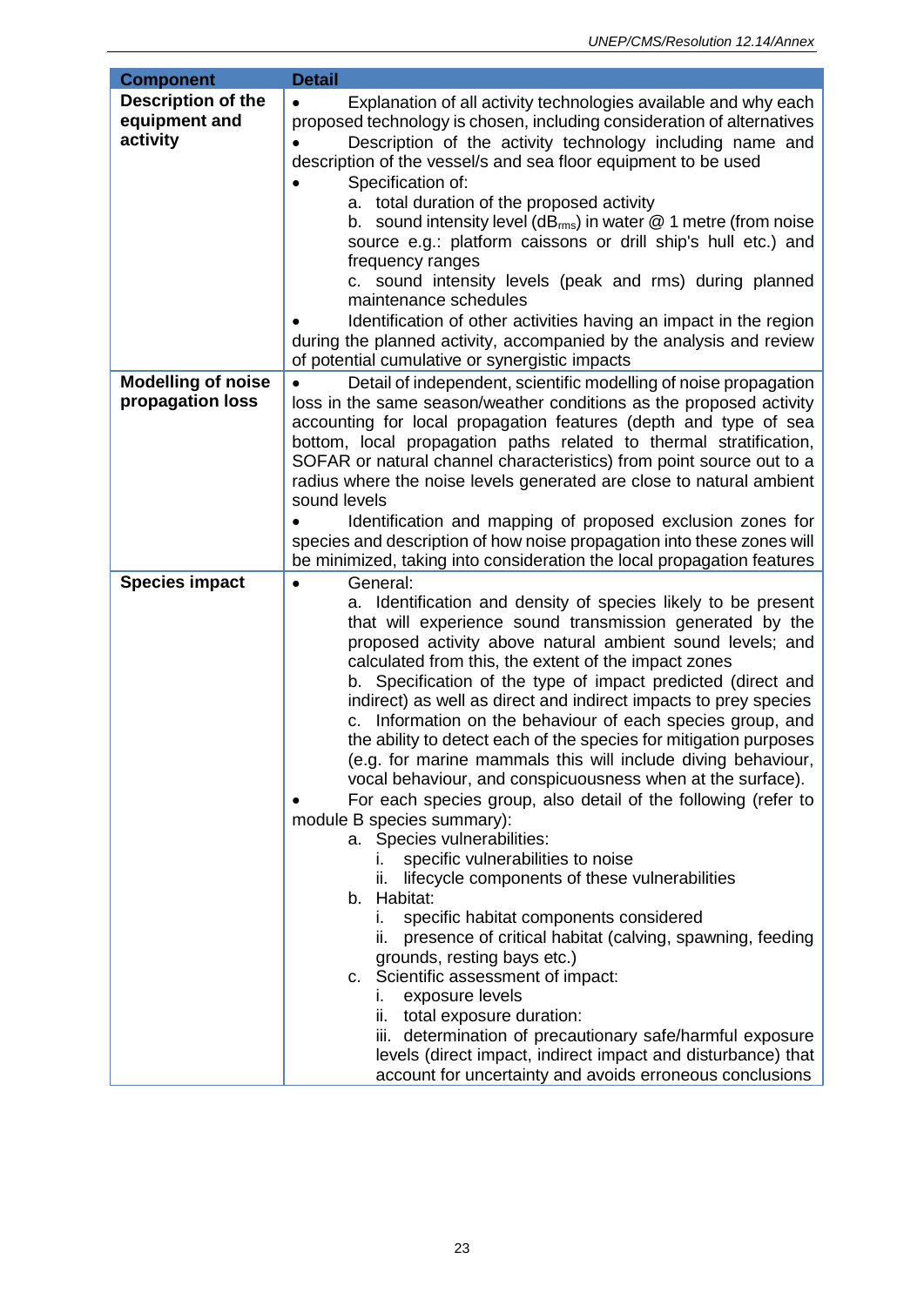| Component | Detail |
|---|---|
| **Description of the equipment and activity** | • Explanation of all activity technologies available and why each proposed technology is chosen, including consideration of alternatives<br>• Description of the activity technology including name and description of the vessel/s and sea floor equipment to be used<br>• Specification of:<br>a. total duration of the proposed activity<br>b. sound intensity level ($dB_{rms}$) in water @ 1 metre (from noise source e.g.: platform caissons or drill ship's hull etc.) and frequency ranges<br>c. sound intensity levels (peak and rms) during planned maintenance schedules<br>• Identification of other activities having an impact in the region during the planned activity, accompanied by the analysis and review of potential cumulative or synergistic impacts |
| **Modelling of noise propagation loss** | • Detail of independent, scientific modelling of noise propagation loss in the same season/weather conditions as the proposed activity accounting for local propagation features (depth and type of sea bottom, local propagation paths related to thermal stratification, SOFAR or natural channel characteristics) from point source out to a radius where the noise levels generated are close to natural ambient sound levels<br>• Identification and mapping of proposed exclusion zones for species and description of how noise propagation into these zones will be minimized, taking into consideration the local propagation features |
| **Species impact** | • General:<br>a. Identification and density of species likely to be present that will experience sound transmission generated by the proposed activity above natural ambient sound levels; and calculated from this, the extent of the impact zones<br>b. Specification of the type of impact predicted (direct and indirect) as well as direct and indirect impacts to prey species<br>c. Information on the behaviour of each species group, and the ability to detect each of the species for mitigation purposes (e.g. for marine mammals this will include diving behaviour, vocal behaviour, and conspicuousness when at the surface).<br>• For each species group, also detail of the following (refer to module B species summary):<br>a. Species vulnerabilities:<br>i. specific vulnerabilities to noise<br>ii. lifecycle components of these vulnerabilities<br>b. Habitat:<br>i. specific habitat components considered<br>ii. presence of critical habitat (calving, spawning, feeding grounds, resting bays etc.)<br>c. Scientific assessment of impact:<br>i. exposure levels<br>ii. total exposure duration:<br>iii. determination of precautionary safe/harmful exposure levels (direct impact, indirect impact and disturbance) that account for uncertainty and avoids erroneous conclusions |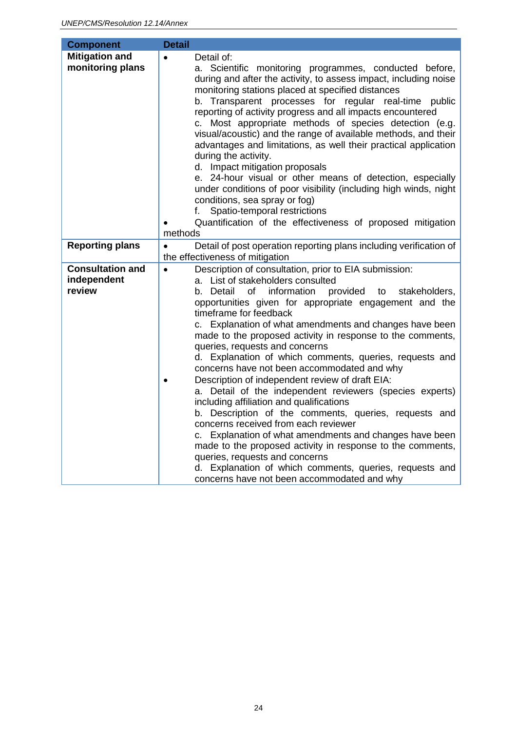| Component | Detail |
|---|---|
| **Mitigation and monitoring plans** | • Detail of:<br>a. Scientific monitoring programmes, conducted before, during and after the activity, to assess impact, including noise monitoring stations placed at specified distances<br>b. Transparent processes for regular real-time public reporting of activity progress and all impacts encountered<br>c. Most appropriate methods of species detection (e.g. visual/acoustic) and the range of available methods, and their advantages and limitations, as well their practical application during the activity.<br>d. Impact mitigation proposals<br>e. 24-hour visual or other means of detection, especially under conditions of poor visibility (including high winds, night conditions, sea spray or fog)<br>f. Spatio-temporal restrictions<br>• Quantification of the effectiveness of proposed mitigation methods |
| **Reporting plans** | • Detail of post operation reporting plans including verification of the effectiveness of mitigation |
| **Consultation and independent review** | • Description of consultation, prior to EIA submission:<br>a. List of stakeholders consulted<br>b. Detail of information provided to stakeholders, opportunities given for appropriate engagement and the timeframe for feedback<br>c. Explanation of what amendments and changes have been made to the proposed activity in response to the comments, queries, requests and concerns<br>d. Explanation of which comments, queries, requests and concerns have not been accommodated and why<br>• Description of independent review of draft EIA:<br>a. Detail of the independent reviewers (species experts) including affiliation and qualifications<br>b. Description of the comments, queries, requests and concerns received from each reviewer<br>c. Explanation of what amendments and changes have been made to the proposed activity in response to the comments, queries, requests and concerns<br>d. Explanation of which comments, queries, requests and concerns have not been accommodated and why |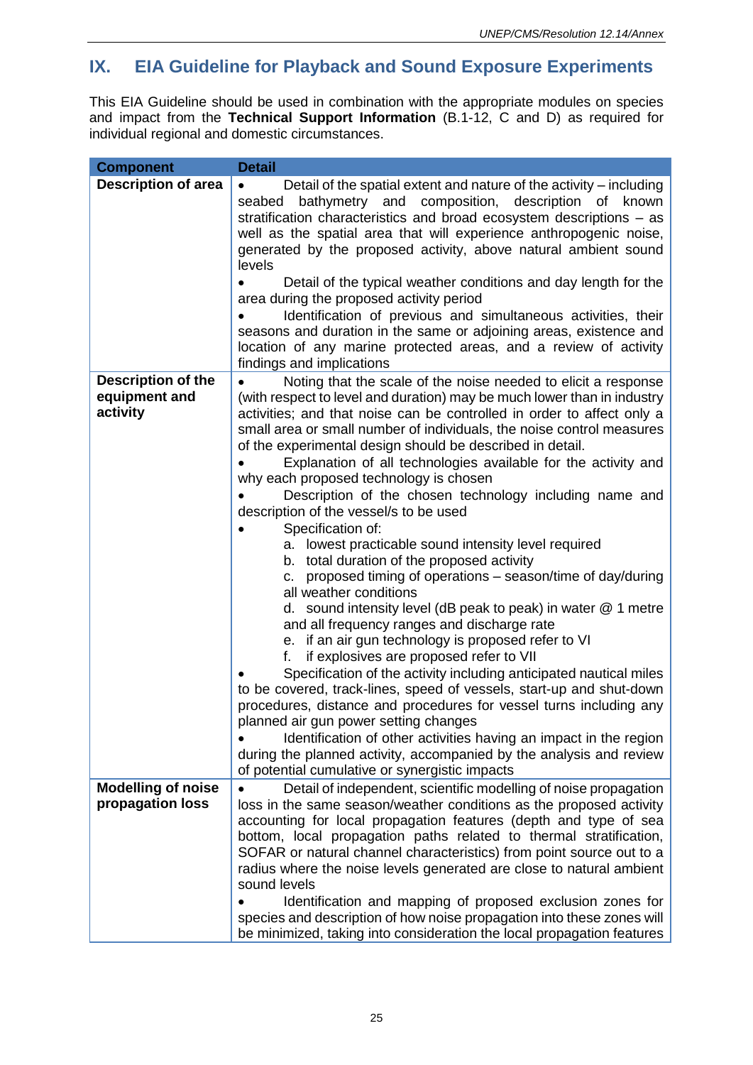## IX. EIA Guideline for Playback and Sound Exposure Experiments

This EIA Guideline should be used in combination with the appropriate modules on species and impact from the **Technical Support Information** (B.1-12, C and D) as required for individual regional and domestic circumstances.

| Component | Detail |
|---|---|
| **Description of area** | • Detail of the spatial extent and nature of the activity – including seabed bathymetry and composition, description of known stratification characteristics and broad ecosystem descriptions – as well as the spatial area that will experience anthropogenic noise, generated by the proposed activity, above natural ambient sound levels<br>• Detail of the typical weather conditions and day length for the area during the proposed activity period<br>• Identification of previous and simultaneous activities, their seasons and duration in the same or adjoining areas, existence and location of any marine protected areas, and a review of activity findings and implications |
| **Description of the equipment and activity** | • Noting that the scale of the noise needed to elicit a response (with respect to level and duration) may be much lower than in industry activities; and that noise can be controlled in order to affect only a small area or small number of individuals, the noise control measures of the experimental design should be described in detail.<br>• Explanation of all technologies available for the activity and why each proposed technology is chosen<br>• Description of the chosen technology including name and description of the vessel/s to be used<br>• Specification of:<br>a. lowest practicable sound intensity level required<br>b. total duration of the proposed activity<br>c. proposed timing of operations – season/time of day/during all weather conditions<br>d. sound intensity level (dB peak to peak) in water @ 1 metre and all frequency ranges and discharge rate<br>e. if an air gun technology is proposed refer to VI<br>f. if explosives are proposed refer to VII<br>• Specification of the activity including anticipated nautical miles to be covered, track-lines, speed of vessels, start-up and shut-down procedures, distance and procedures for vessel turns including any planned air gun power setting changes<br>• Identification of other activities having an impact in the region during the planned activity, accompanied by the analysis and review of potential cumulative or synergistic impacts |
| **Modelling of noise propagation loss** | • Detail of independent, scientific modelling of noise propagation loss in the same season/weather conditions as the proposed activity accounting for local propagation features (depth and type of sea bottom, local propagation paths related to thermal stratification, SOFAR or natural channel characteristics) from point source out to a radius where the noise levels generated are close to natural ambient sound levels<br>• Identification and mapping of proposed exclusion zones for species and description of how noise propagation into these zones will be minimized, taking into consideration the local propagation features |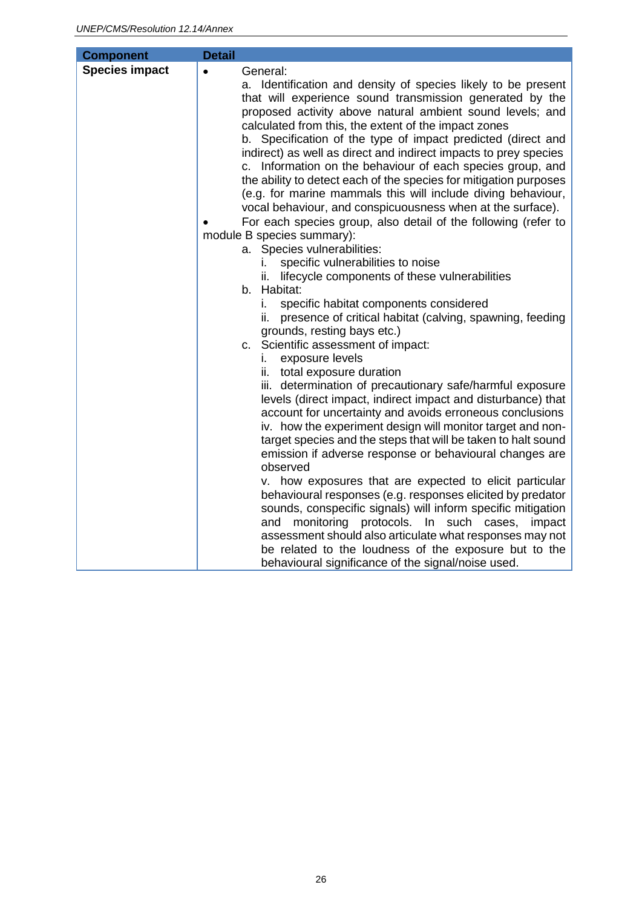| Component | Detail |
|---|---|
| **Species impact** | • General:<br>a. Identification and density of species likely to be present that will experience sound transmission generated by the proposed activity above natural ambient sound levels; and calculated from this, the extent of the impact zones<br>b. Specification of the type of impact predicted (direct and indirect) as well as direct and indirect impacts to prey species<br>c. Information on the behaviour of each species group, and the ability to detect each of the species for mitigation purposes (e.g. for marine mammals this will include diving behaviour, vocal behaviour, and conspicuousness when at the surface).<br>• For each species group, also detail of the following (refer to module B species summary):<br>a. Species vulnerabilities:<br>i. specific vulnerabilities to noise<br>ii. lifecycle components of these vulnerabilities<br>b. Habitat:<br>i. specific habitat components considered<br>ii. presence of critical habitat (calving, spawning, feeding grounds, resting bays etc.)<br>c. Scientific assessment of impact:<br>i. exposure levels<br>ii. total exposure duration<br>iii. determination of precautionary safe/harmful exposure levels (direct impact, indirect impact and disturbance) that account for uncertainty and avoids erroneous conclusions<br>iv. how the experiment design will monitor target and non-target species and the steps that will be taken to halt sound emission if adverse response or behavioural changes are observed<br>v. how exposures that are expected to elicit particular behavioural responses (e.g. responses elicited by predator sounds, conspecific signals) will inform specific mitigation and monitoring protocols. In such cases, impact assessment should also articulate what responses may not be related to the loudness of the exposure but to the behavioural significance of the signal/noise used. |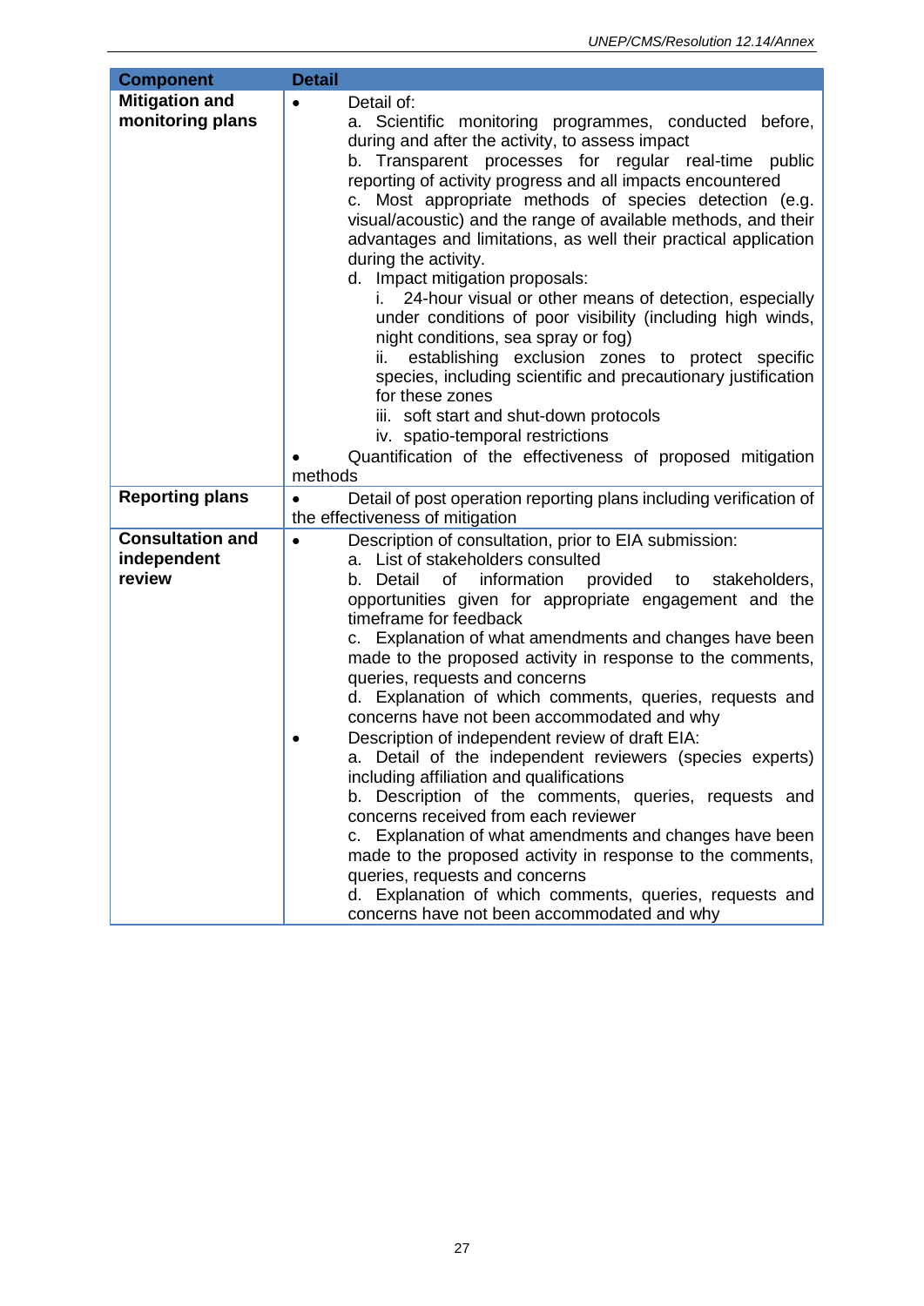| Component | Detail |
|---|---|
| **Mitigation and monitoring plans** | • Detail of:<br>a. Scientific monitoring programmes, conducted before, during and after the activity, to assess impact<br>b. Transparent processes for regular real-time public reporting of activity progress and all impacts encountered<br>c. Most appropriate methods of species detection (e.g. visual/acoustic) and the range of available methods, and their advantages and limitations, as well their practical application during the activity.<br>d. Impact mitigation proposals:<br>i. 24-hour visual or other means of detection, especially under conditions of poor visibility (including high winds, night conditions, sea spray or fog)<br>ii. establishing exclusion zones to protect specific species, including scientific and precautionary justification for these zones<br>iii. soft start and shut-down protocols<br>iv. spatio-temporal restrictions<br>• Quantification of the effectiveness of proposed mitigation methods |
| **Reporting plans** | • Detail of post operation reporting plans including verification of the effectiveness of mitigation |
| **Consultation and independent review** | • Description of consultation, prior to EIA submission:<br>a. List of stakeholders consulted<br>b. Detail of information provided to stakeholders, opportunities given for appropriate engagement and the timeframe for feedback<br>c. Explanation of what amendments and changes have been made to the proposed activity in response to the comments, queries, requests and concerns<br>d. Explanation of which comments, queries, requests and concerns have not been accommodated and why<br>• Description of independent review of draft EIA:<br>a. Detail of the independent reviewers (species experts) including affiliation and qualifications<br>b. Description of the comments, queries, requests and concerns received from each reviewer<br>c. Explanation of what amendments and changes have been made to the proposed activity in response to the comments, queries, requests and concerns<br>d. Explanation of which comments, queries, requests and concerns have not been accommodated and why |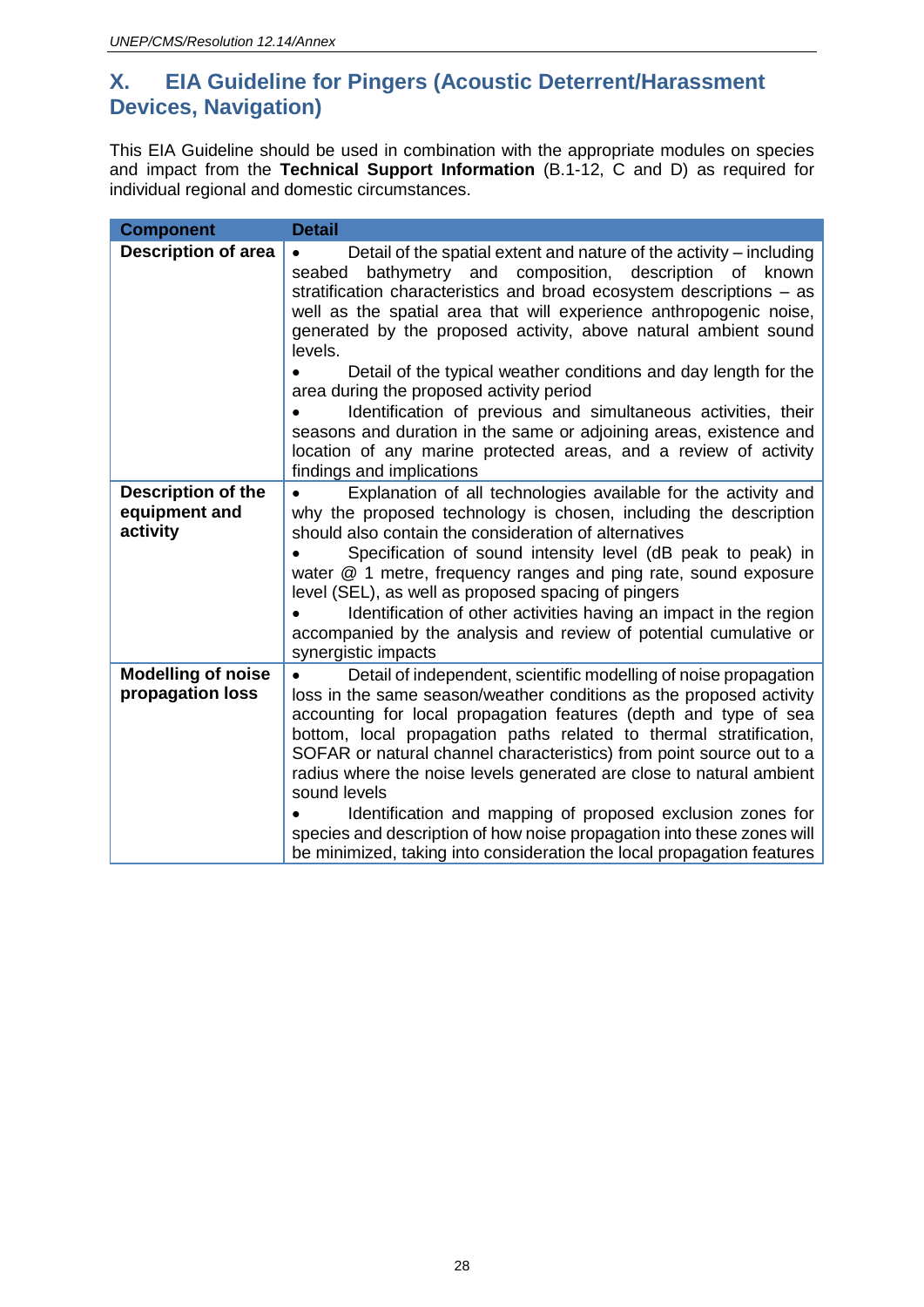## X. EIA Guideline for Pingers (Acoustic Deterrent/Harassment Devices, Navigation)

This EIA Guideline should be used in combination with the appropriate modules on species and impact from the **Technical Support Information** (B.1-12, C and D) as required for individual regional and domestic circumstances.

| Component | Detail |
|---|---|
| **Description of area** | • Detail of the spatial extent and nature of the activity – including seabed bathymetry and composition, description of known stratification characteristics and broad ecosystem descriptions – as well as the spatial area that will experience anthropogenic noise, generated by the proposed activity, above natural ambient sound levels.<br>• Detail of the typical weather conditions and day length for the area during the proposed activity period<br>• Identification of previous and simultaneous activities, their seasons and duration in the same or adjoining areas, existence and location of any marine protected areas, and a review of activity findings and implications |
| **Description of the equipment and activity** | • Explanation of all technologies available for the activity and why the proposed technology is chosen, including the description should also contain the consideration of alternatives<br>• Specification of sound intensity level (dB peak to peak) in water @ 1 metre, frequency ranges and ping rate, sound exposure level (SEL), as well as proposed spacing of pingers<br>• Identification of other activities having an impact in the region accompanied by the analysis and review of potential cumulative or synergistic impacts |
| **Modelling of noise propagation loss** | • Detail of independent, scientific modelling of noise propagation loss in the same season/weather conditions as the proposed activity accounting for local propagation features (depth and type of sea bottom, local propagation paths related to thermal stratification, SOFAR or natural channel characteristics) from point source out to a radius where the noise levels generated are close to natural ambient sound levels<br>• Identification and mapping of proposed exclusion zones for species and description of how noise propagation into these zones will be minimized, taking into consideration the local propagation features |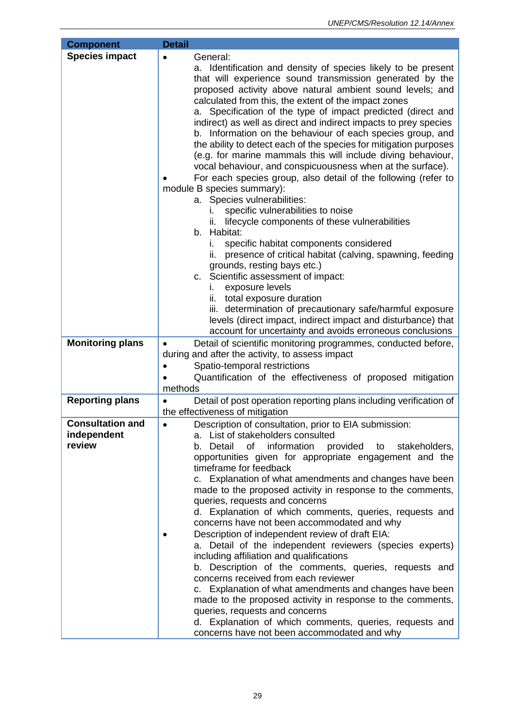| Component | Detail |
|---|---|
| **Species impact** | • General:<br>a. Identification and density of species likely to be present that will experience sound transmission generated by the proposed activity above natural ambient sound levels; and calculated from this, the extent of the impact zones<br>a. Specification of the type of impact predicted (direct and indirect) as well as direct and indirect impacts to prey species<br>b. Information on the behaviour of each species group, and the ability to detect each of the species for mitigation purposes (e.g. for marine mammals this will include diving behaviour, vocal behaviour, and conspicuousness when at the surface).<br>• For each species group, also detail of the following (refer to module B species summary):<br>a. Species vulnerabilities:<br>i. specific vulnerabilities to noise<br>ii. lifecycle components of these vulnerabilities<br>b. Habitat:<br>i. specific habitat components considered<br>ii. presence of critical habitat (calving, spawning, feeding grounds, resting bays etc.)<br>c. Scientific assessment of impact:<br>i. exposure levels<br>ii. total exposure duration<br>iii. determination of precautionary safe/harmful exposure levels (direct impact, indirect impact and disturbance) that account for uncertainty and avoids erroneous conclusions |
| **Monitoring plans** | • Detail of scientific monitoring programmes, conducted before, during and after the activity, to assess impact<br>• Spatio-temporal restrictions<br>• Quantification of the effectiveness of proposed mitigation methods |
| **Reporting plans** | • Detail of post operation reporting plans including verification of the effectiveness of mitigation |
| **Consultation and independent review** | • Description of consultation, prior to EIA submission:<br>a. List of stakeholders consulted<br>b. Detail of information provided to stakeholders, opportunities given for appropriate engagement and the timeframe for feedback<br>c. Explanation of what amendments and changes have been made to the proposed activity in response to the comments, queries, requests and concerns<br>d. Explanation of which comments, queries, requests and concerns have not been accommodated and why<br>• Description of independent review of draft EIA:<br>a. Detail of the independent reviewers (species experts) including affiliation and qualifications<br>b. Description of the comments, queries, requests and concerns received from each reviewer<br>c. Explanation of what amendments and changes have been made to the proposed activity in response to the comments, queries, requests and concerns<br>d. Explanation of which comments, queries, requests and concerns have not been accommodated and why |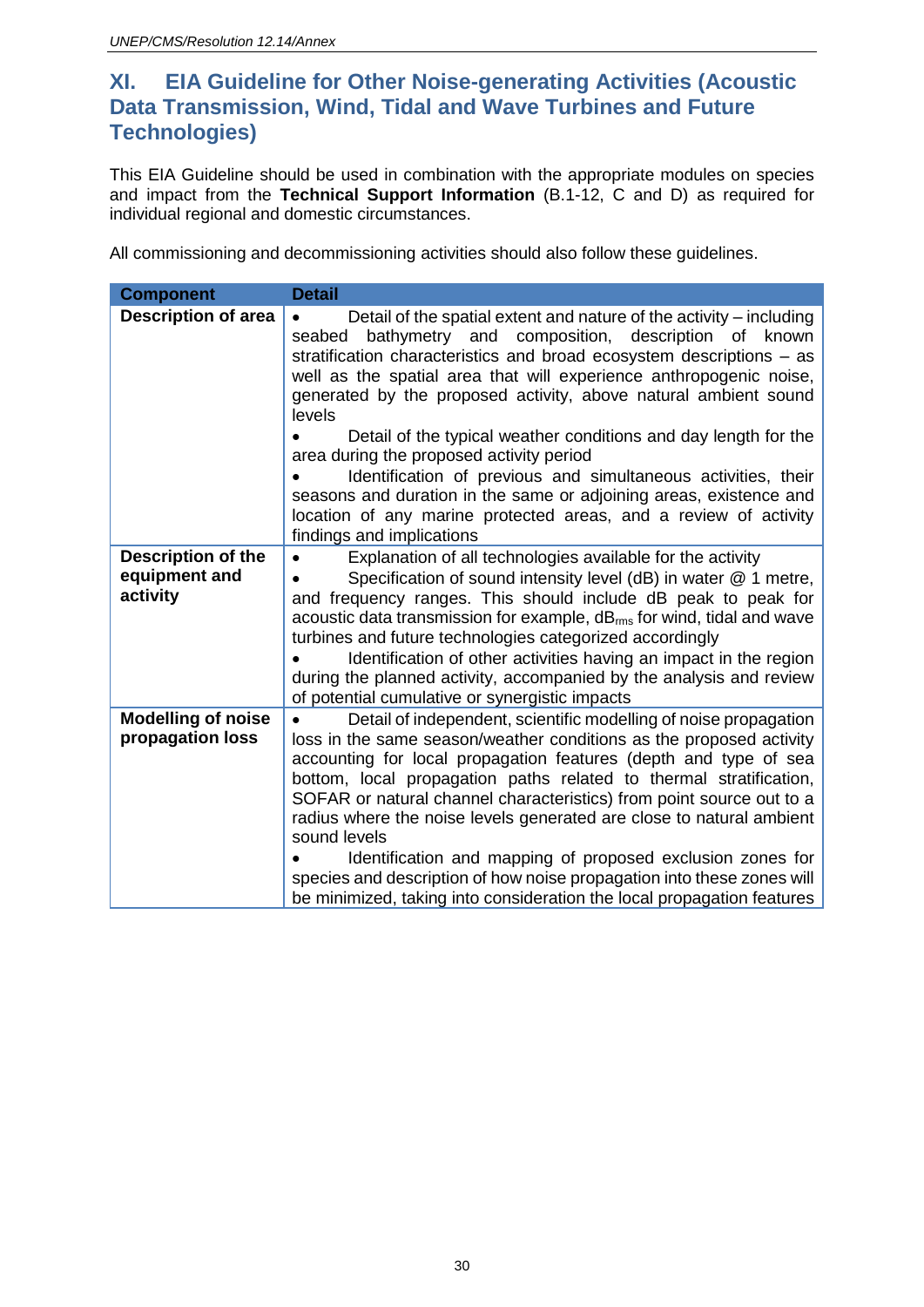## XI. EIA Guideline for Other Noise-generating Activities (Acoustic Data Transmission, Wind, Tidal and Wave Turbines and Future Technologies)

This EIA Guideline should be used in combination with the appropriate modules on species and impact from the **Technical Support Information** (B.1-12, C and D) as required for individual regional and domestic circumstances.

All commissioning and decommissioning activities should also follow these guidelines.

| Component | Detail |
|---|---|
| **Description of area** | • Detail of the spatial extent and nature of the activity – including seabed bathymetry and composition, description of known stratification characteristics and broad ecosystem descriptions – as well as the spatial area that will experience anthropogenic noise, generated by the proposed activity, above natural ambient sound levels<br>• Detail of the typical weather conditions and day length for the area during the proposed activity period<br>• Identification of previous and simultaneous activities, their seasons and duration in the same or adjoining areas, existence and location of any marine protected areas, and a review of activity findings and implications |
| **Description of the equipment and activity** | • Explanation of all technologies available for the activity<br>• Specification of sound intensity level (dB) in water @ 1 metre, and frequency ranges. This should include dB peak to peak for acoustic data transmission for example, $dB_{rms}$ for wind, tidal and wave turbines and future technologies categorized accordingly<br>• Identification of other activities having an impact in the region during the planned activity, accompanied by the analysis and review of potential cumulative or synergistic impacts |
| **Modelling of noise propagation loss** | • Detail of independent, scientific modelling of noise propagation loss in the same season/weather conditions as the proposed activity accounting for local propagation features (depth and type of sea bottom, local propagation paths related to thermal stratification, SOFAR or natural channel characteristics) from point source out to a radius where the noise levels generated are close to natural ambient sound levels<br>• Identification and mapping of proposed exclusion zones for species and description of how noise propagation into these zones will be minimized, taking into consideration the local propagation features |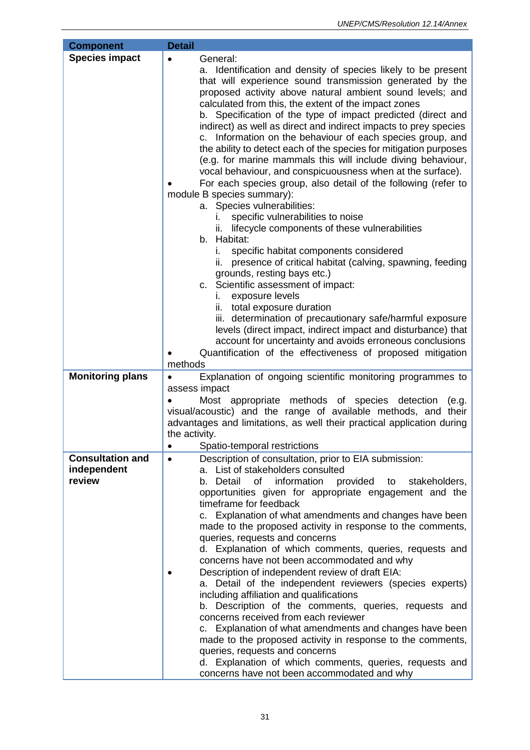| Component | Detail |
| --- | --- |
| **Species impact** | • General:<br>a. Identification and density of species likely to be present that will experience sound transmission generated by the proposed activity above natural ambient sound levels; and calculated from this, the extent of the impact zones<br>b. Specification of the type of impact predicted (direct and indirect) as well as direct and indirect impacts to prey species<br>c. Information on the behaviour of each species group, and the ability to detect each of the species for mitigation purposes (e.g. for marine mammals this will include diving behaviour, vocal behaviour, and conspicuousness when at the surface).<br>• For each species group, also detail of the following (refer to module B species summary):<br>a. Species vulnerabilities:<br>i. specific vulnerabilities to noise<br>ii. lifecycle components of these vulnerabilities<br>b. Habitat:<br>i. specific habitat components considered<br>ii. presence of critical habitat (calving, spawning, feeding grounds, resting bays etc.)<br>c. Scientific assessment of impact:<br>i. exposure levels<br>ii. total exposure duration<br>iii. determination of precautionary safe/harmful exposure levels (direct impact, indirect impact and disturbance) that account for uncertainty and avoids erroneous conclusions<br>• Quantification of the effectiveness of proposed mitigation methods |
| **Monitoring plans** | • Explanation of ongoing scientific monitoring programmes to assess impact<br>• Most appropriate methods of species detection (e.g. visual/acoustic) and the range of available methods, and their advantages and limitations, as well their practical application during the activity.<br>• Spatio-temporal restrictions |
| **Consultation and independent review** | • Description of consultation, prior to EIA submission:<br>a. List of stakeholders consulted<br>b. Detail of information provided to stakeholders, opportunities given for appropriate engagement and the timeframe for feedback<br>c. Explanation of what amendments and changes have been made to the proposed activity in response to the comments, queries, requests and concerns<br>d. Explanation of which comments, queries, requests and concerns have not been accommodated and why<br>• Description of independent review of draft EIA:<br>a. Detail of the independent reviewers (species experts) including affiliation and qualifications<br>b. Description of the comments, queries, requests and concerns received from each reviewer<br>c. Explanation of what amendments and changes have been made to the proposed activity in response to the comments, queries, requests and concerns<br>d. Explanation of which comments, queries, requests and concerns have not been accommodated and why |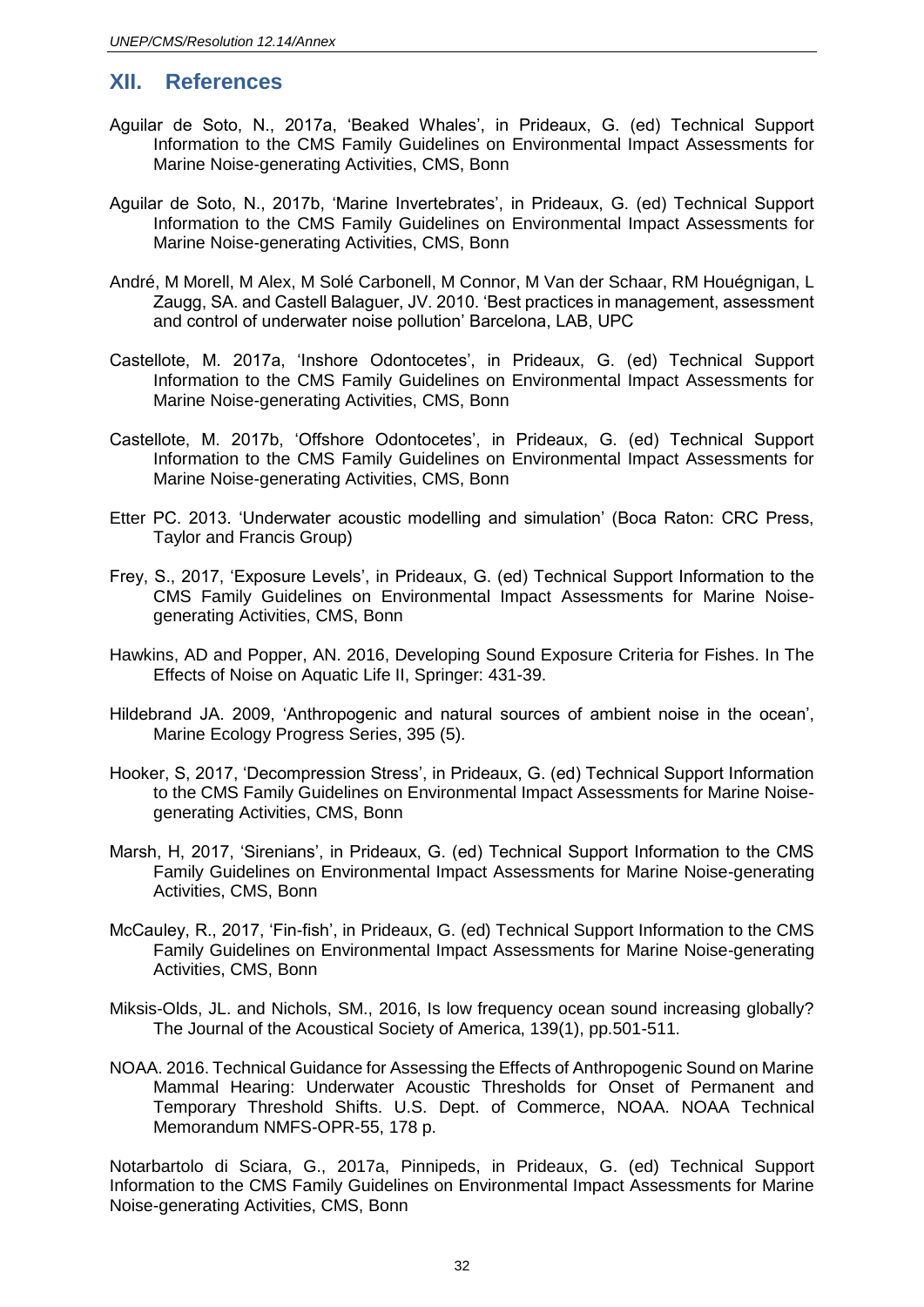## XII. References

Aguilar de Soto, N., 2017a, 'Beaked Whales', in Prideaux, G. (ed) Technical Support Information to the CMS Family Guidelines on Environmental Impact Assessments for Marine Noise-generating Activities, CMS, Bonn

Aguilar de Soto, N., 2017b, 'Marine Invertebrates', in Prideaux, G. (ed) Technical Support Information to the CMS Family Guidelines on Environmental Impact Assessments for Marine Noise-generating Activities, CMS, Bonn

André, M Morell, M Alex, M Solé Carbonell, M Connor, M Van der Schaar, RM Houégnigan, L Zaugg, SA. and Castell Balaguer, JV. 2010. 'Best practices in management, assessment and control of underwater noise pollution' Barcelona, LAB, UPC

Castellote, M. 2017a, 'Inshore Odontocetes', in Prideaux, G. (ed) Technical Support Information to the CMS Family Guidelines on Environmental Impact Assessments for Marine Noise-generating Activities, CMS, Bonn

Castellote, M. 2017b, 'Offshore Odontocetes', in Prideaux, G. (ed) Technical Support Information to the CMS Family Guidelines on Environmental Impact Assessments for Marine Noise-generating Activities, CMS, Bonn

Etter PC. 2013. 'Underwater acoustic modelling and simulation' (Boca Raton: CRC Press, Taylor and Francis Group)

Frey, S., 2017, 'Exposure Levels', in Prideaux, G. (ed) Technical Support Information to the CMS Family Guidelines on Environmental Impact Assessments for Marine Noise-generating Activities, CMS, Bonn

Hawkins, AD and Popper, AN. 2016, Developing Sound Exposure Criteria for Fishes. In The Effects of Noise on Aquatic Life II, Springer: 431-39.

Hildebrand JA. 2009, 'Anthropogenic and natural sources of ambient noise in the ocean', Marine Ecology Progress Series, 395 (5).

Hooker, S, 2017, 'Decompression Stress', in Prideaux, G. (ed) Technical Support Information to the CMS Family Guidelines on Environmental Impact Assessments for Marine Noise-generating Activities, CMS, Bonn

Marsh, H, 2017, 'Sirenians', in Prideaux, G. (ed) Technical Support Information to the CMS Family Guidelines on Environmental Impact Assessments for Marine Noise-generating Activities, CMS, Bonn

McCauley, R., 2017, 'Fin-fish', in Prideaux, G. (ed) Technical Support Information to the CMS Family Guidelines on Environmental Impact Assessments for Marine Noise-generating Activities, CMS, Bonn

Miksis-Olds, JL. and Nichols, SM., 2016, Is low frequency ocean sound increasing globally? The Journal of the Acoustical Society of America, 139(1), pp.501-511.

NOAA. 2016. Technical Guidance for Assessing the Effects of Anthropogenic Sound on Marine Mammal Hearing: Underwater Acoustic Thresholds for Onset of Permanent and Temporary Threshold Shifts. U.S. Dept. of Commerce, NOAA. NOAA Technical Memorandum NMFS-OPR-55, 178 p.

Notarbartolo di Sciara, G., 2017a, Pinnipeds, in Prideaux, G. (ed) Technical Support Information to the CMS Family Guidelines on Environmental Impact Assessments for Marine Noise-generating Activities, CMS, Bonn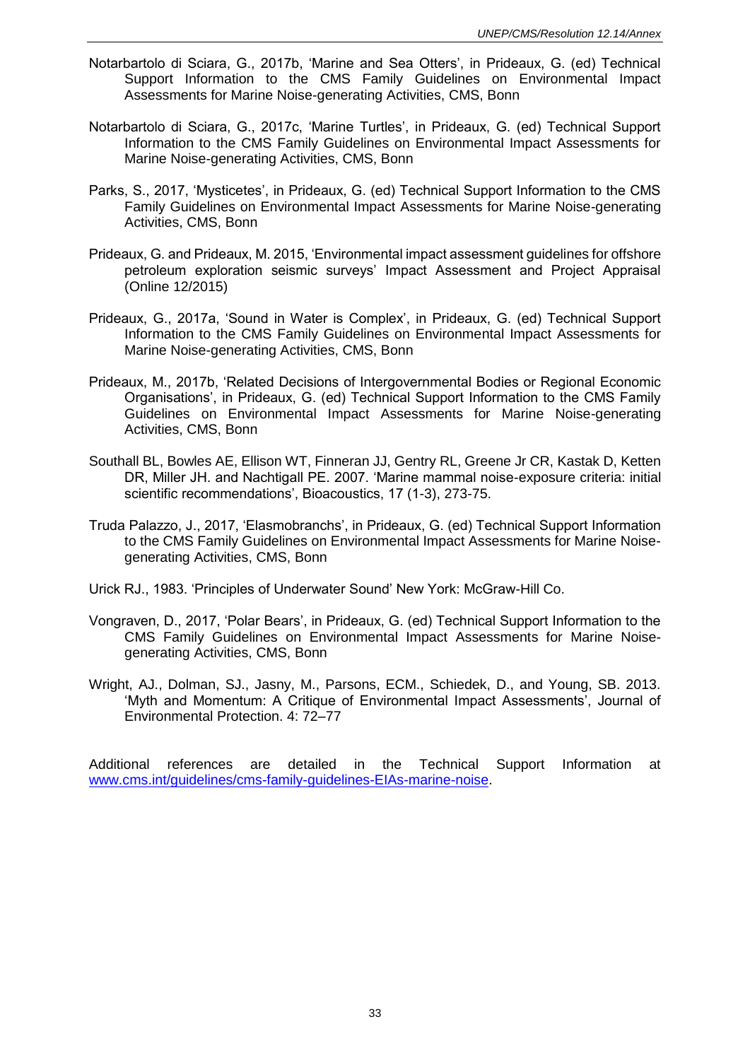Notarbartolo di Sciara, G., 2017b, 'Marine and Sea Otters', in Prideaux, G. (ed) Technical Support Information to the CMS Family Guidelines on Environmental Impact Assessments for Marine Noise-generating Activities, CMS, Bonn

Notarbartolo di Sciara, G., 2017c, 'Marine Turtles', in Prideaux, G. (ed) Technical Support Information to the CMS Family Guidelines on Environmental Impact Assessments for Marine Noise-generating Activities, CMS, Bonn

Parks, S., 2017, 'Mysticetes', in Prideaux, G. (ed) Technical Support Information to the CMS Family Guidelines on Environmental Impact Assessments for Marine Noise-generating Activities, CMS, Bonn

Prideaux, G. and Prideaux, M. 2015, 'Environmental impact assessment guidelines for offshore petroleum exploration seismic surveys' Impact Assessment and Project Appraisal (Online 12/2015)

Prideaux, G., 2017a, 'Sound in Water is Complex', in Prideaux, G. (ed) Technical Support Information to the CMS Family Guidelines on Environmental Impact Assessments for Marine Noise-generating Activities, CMS, Bonn

Prideaux, M., 2017b, 'Related Decisions of Intergovernmental Bodies or Regional Economic Organisations', in Prideaux, G. (ed) Technical Support Information to the CMS Family Guidelines on Environmental Impact Assessments for Marine Noise-generating Activities, CMS, Bonn

Southall BL, Bowles AE, Ellison WT, Finneran JJ, Gentry RL, Greene Jr CR, Kastak D, Ketten DR, Miller JH. and Nachtigall PE. 2007. 'Marine mammal noise-exposure criteria: initial scientific recommendations', Bioacoustics, 17 (1-3), 273-75.

Truda Palazzo, J., 2017, 'Elasmobranchs', in Prideaux, G. (ed) Technical Support Information to the CMS Family Guidelines on Environmental Impact Assessments for Marine Noise-generating Activities, CMS, Bonn

Urick RJ., 1983. 'Principles of Underwater Sound' New York: McGraw-Hill Co.

Vongraven, D., 2017, 'Polar Bears', in Prideaux, G. (ed) Technical Support Information to the CMS Family Guidelines on Environmental Impact Assessments for Marine Noise-generating Activities, CMS, Bonn

Wright, AJ., Dolman, SJ., Jasny, M., Parsons, ECM., Schiedek, D., and Young, SB. 2013. 'Myth and Momentum: A Critique of Environmental Impact Assessments', Journal of Environmental Protection. 4: 72–77

Additional references are detailed in the Technical Support Information at www.cms.int/guidelines/cms-family-guidelines-EIAs-marine-noise.